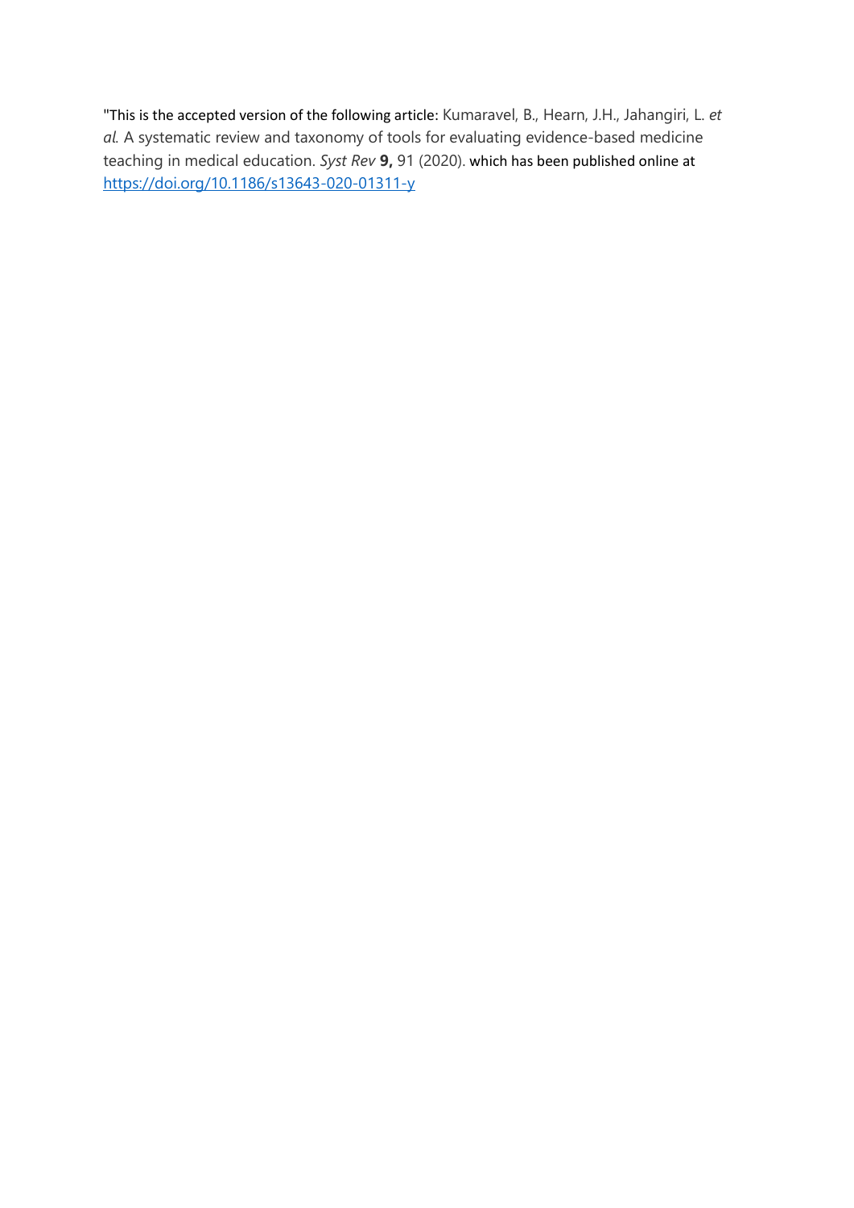"This is the accepted version of the following article: Kumaravel, B., Hearn, J.H., Jahangiri, L. *et al.* A systematic review and taxonomy of tools for evaluating evidence-based medicine teaching in medical education. *Syst Rev* **9,** 91 (2020). which has been published online at https://doi.org/10.1186/s13643-020-01311-y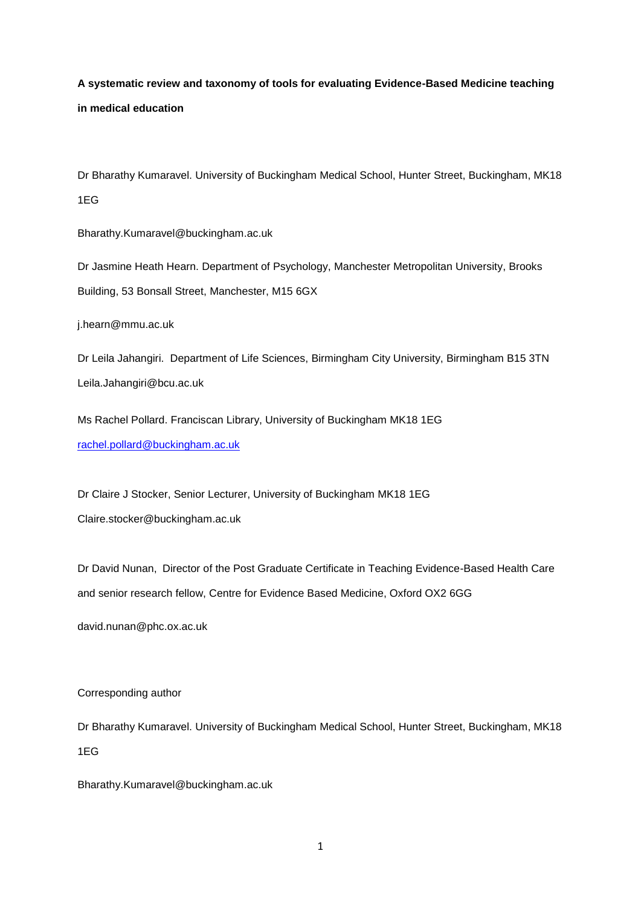**A systematic review and taxonomy of tools for evaluating Evidence-Based Medicine teaching in medical education**

Dr Bharathy Kumaravel. University of Buckingham Medical School, Hunter Street, Buckingham, MK18 1EG

Bharathy.Kumaravel@buckingham.ac.uk

Dr Jasmine Heath Hearn. Department of Psychology, Manchester Metropolitan University, Brooks Building, 53 Bonsall Street, Manchester, M15 6GX

j.hearn@mmu.ac.uk

Dr Leila Jahangiri. Department of Life Sciences, Birmingham City University, Birmingham B15 3TN

Leila.Jahangiri@bcu.ac.uk

Ms Rachel Pollard. Franciscan Library, University of Buckingham MK18 1EG

rachel.pollard@buckingham.ac.uk

Dr Claire J Stocker, Senior Lecturer, University of Buckingham MK18 1EG

Claire.stocker@buckingham.ac.uk

Dr David Nunan, Director of the Post Graduate Certificate in Teaching Evidence-Based Health Care and senior research fellow, Centre for Evidence Based Medicine, Oxford OX2 6GG

david.nunan@phc.ox.ac.uk

Corresponding author

Dr Bharathy Kumaravel. University of Buckingham Medical School, Hunter Street, Buckingham, MK18 1EG

Bharathy.Kumaravel@buckingham.ac.uk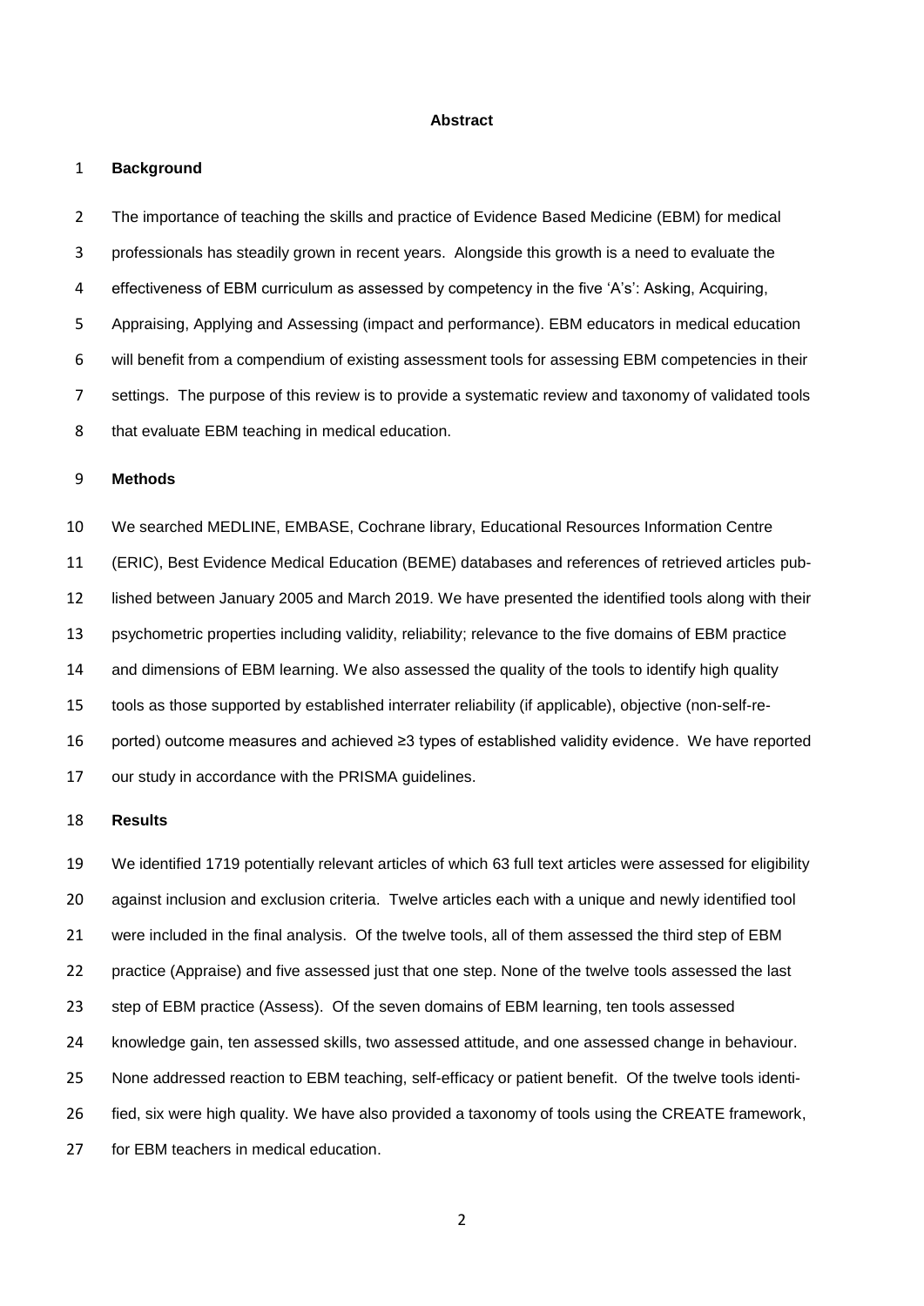# Abstract

## Background

The importance of teaching the skills and practice of Evidence Based Medicine (EBM) for medical professionals has steadily grown in recent years. Alongside this growth is a need to evaluate the effectiveness of EBM curriculum as assessed by competency in the five 'A's': Asking, Acquiring, Appraising, Applying and Assessing (impact and performance). EBM educators in medical education will benefit from a compendium of existing assessment tools for assessing EBM competencies in their settings. The purpose of this review is to provide a systematic review and taxonomy of validated tools that evaluate EBM teaching in medical education.

## Methods

We searched MEDLINE, EMBASE, Cochrane library, Educational Resources Information Centre (ERIC), Best Evidence Medical Education (BEME) databases and references of retrieved articles published between January 2005 and March 2019. We have presented the identified tools along with their psychometric properties including validity, reliability; relevance to the five domains of EBM practice and dimensions of EBM learning. We also assessed the quality of the tools to identify high quality tools as those supported by established interrater reliability (if applicable), objective (non-self-reported) outcome measures and achieved ≥3 types of established validity evidence. We have reported our study in accordance with the PRISMA guidelines.

## Results

We identified 1719 potentially relevant articles of which 63 full text articles were assessed for eligibility against inclusion and exclusion criteria. Twelve articles each with a unique and newly identified tool were included in the final analysis. Of the twelve tools, all of them assessed the third step of EBM practice (Appraise) and five assessed just that one step. None of the twelve tools assessed the last step of EBM practice (Assess). Of the seven domains of EBM learning, ten tools assessed knowledge gain, ten assessed skills, two assessed attitude, and one assessed change in behaviour. None addressed reaction to EBM teaching, self-efficacy or patient benefit. Of the twelve tools identified, six were high quality. We have also provided a taxonomy of tools using the CREATE framework, for EBM teachers in medical education.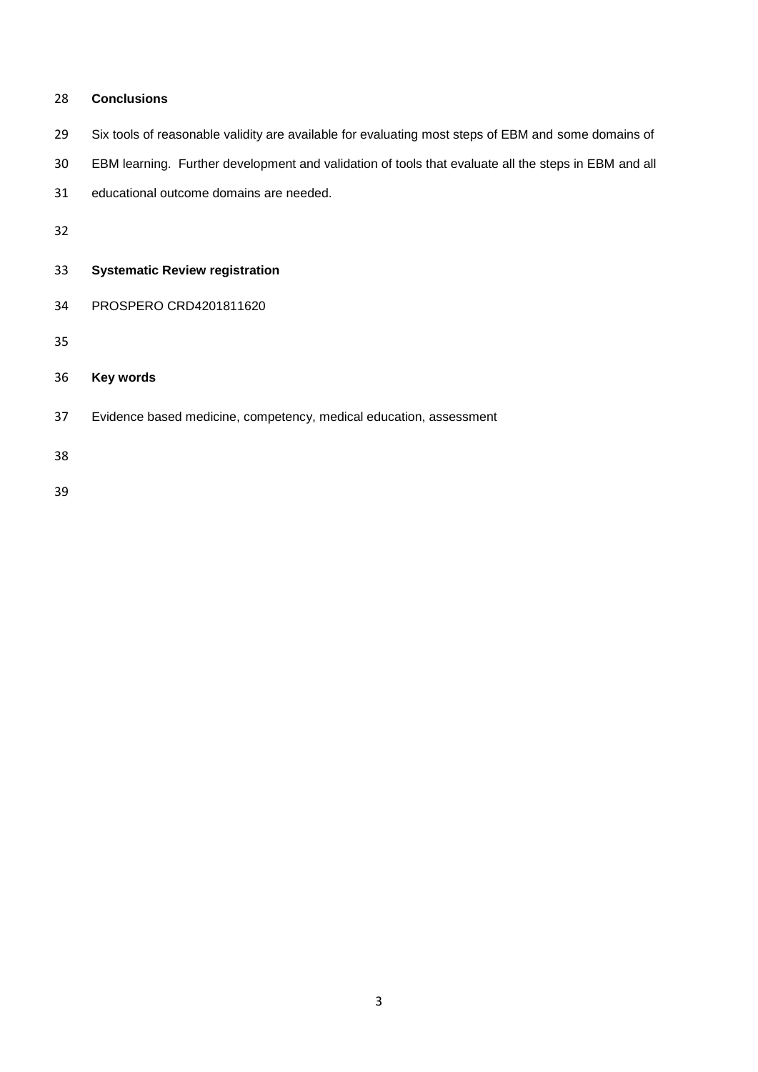**Conclusions**

Six tools of reasonable validity are available for evaluating most steps of EBM and some domains of EBM learning. Further development and validation of tools that evaluate all the steps in EBM and all educational outcome domains are needed.

**Systematic Review registration**

PROSPERO CRD4201811620

**Key words**

Evidence based medicine, competency, medical education, assessment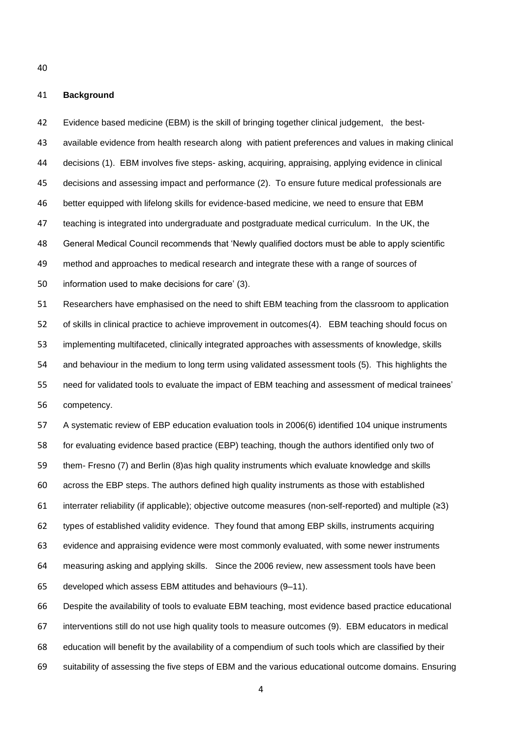## Background

Evidence based medicine (EBM) is the skill of bringing together clinical judgement, the best-available evidence from health research along with patient preferences and values in making clinical decisions (1). EBM involves five steps- asking, acquiring, appraising, applying evidence in clinical decisions and assessing impact and performance (2). To ensure future medical professionals are better equipped with lifelong skills for evidence-based medicine, we need to ensure that EBM teaching is integrated into undergraduate and postgraduate medical curriculum. In the UK, the General Medical Council recommends that 'Newly qualified doctors must be able to apply scientific method and approaches to medical research and integrate these with a range of sources of information used to make decisions for care' (3).

Researchers have emphasised on the need to shift EBM teaching from the classroom to application of skills in clinical practice to achieve improvement in outcomes(4). EBM teaching should focus on implementing multifaceted, clinically integrated approaches with assessments of knowledge, skills and behaviour in the medium to long term using validated assessment tools (5). This highlights the need for validated tools to evaluate the impact of EBM teaching and assessment of medical trainees' competency.

A systematic review of EBP education evaluation tools in 2006(6) identified 104 unique instruments for evaluating evidence based practice (EBP) teaching, though the authors identified only two of them- Fresno (7) and Berlin (8)as high quality instruments which evaluate knowledge and skills across the EBP steps. The authors defined high quality instruments as those with established interrater reliability (if applicable); objective outcome measures (non-self-reported) and multiple (≥3) types of established validity evidence. They found that among EBP skills, instruments acquiring evidence and appraising evidence were most commonly evaluated, with some newer instruments measuring asking and applying skills. Since the 2006 review, new assessment tools have been developed which assess EBM attitudes and behaviours (9–11).

Despite the availability of tools to evaluate EBM teaching, most evidence based practice educational interventions still do not use high quality tools to measure outcomes (9). EBM educators in medical education will benefit by the availability of a compendium of such tools which are classified by their suitability of assessing the five steps of EBM and the various educational outcome domains. Ensuring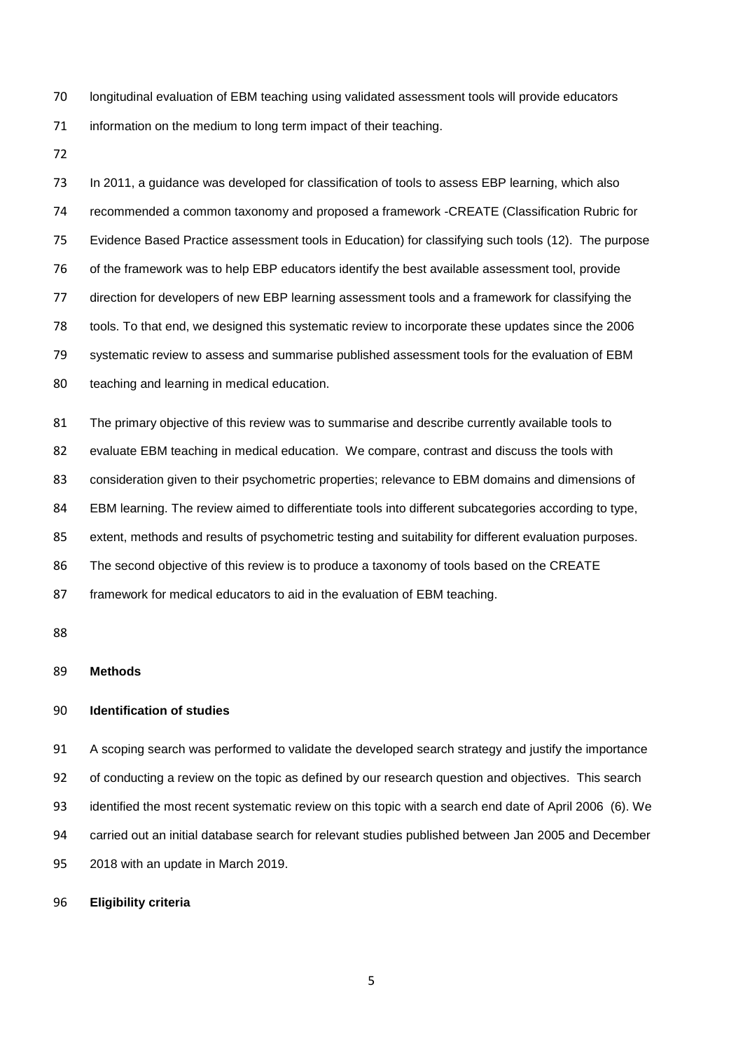longitudinal evaluation of EBM teaching using validated assessment tools will provide educators information on the medium to long term impact of their teaching.

In 2011, a guidance was developed for classification of tools to assess EBP learning, which also recommended a common taxonomy and proposed a framework -CREATE (Classification Rubric for Evidence Based Practice assessment tools in Education) for classifying such tools (12). The purpose of the framework was to help EBP educators identify the best available assessment tool, provide direction for developers of new EBP learning assessment tools and a framework for classifying the tools. To that end, we designed this systematic review to incorporate these updates since the 2006 systematic review to assess and summarise published assessment tools for the evaluation of EBM teaching and learning in medical education.

The primary objective of this review was to summarise and describe currently available tools to evaluate EBM teaching in medical education. We compare, contrast and discuss the tools with consideration given to their psychometric properties; relevance to EBM domains and dimensions of EBM learning. The review aimed to differentiate tools into different subcategories according to type, extent, methods and results of psychometric testing and suitability for different evaluation purposes. The second objective of this review is to produce a taxonomy of tools based on the CREATE framework for medical educators to aid in the evaluation of EBM teaching.

## Methods

### Identification of studies

A scoping search was performed to validate the developed search strategy and justify the importance of conducting a review on the topic as defined by our research question and objectives. This search identified the most recent systematic review on this topic with a search end date of April 2006 (6). We carried out an initial database search for relevant studies published between Jan 2005 and December 2018 with an update in March 2019.

### Eligibility criteria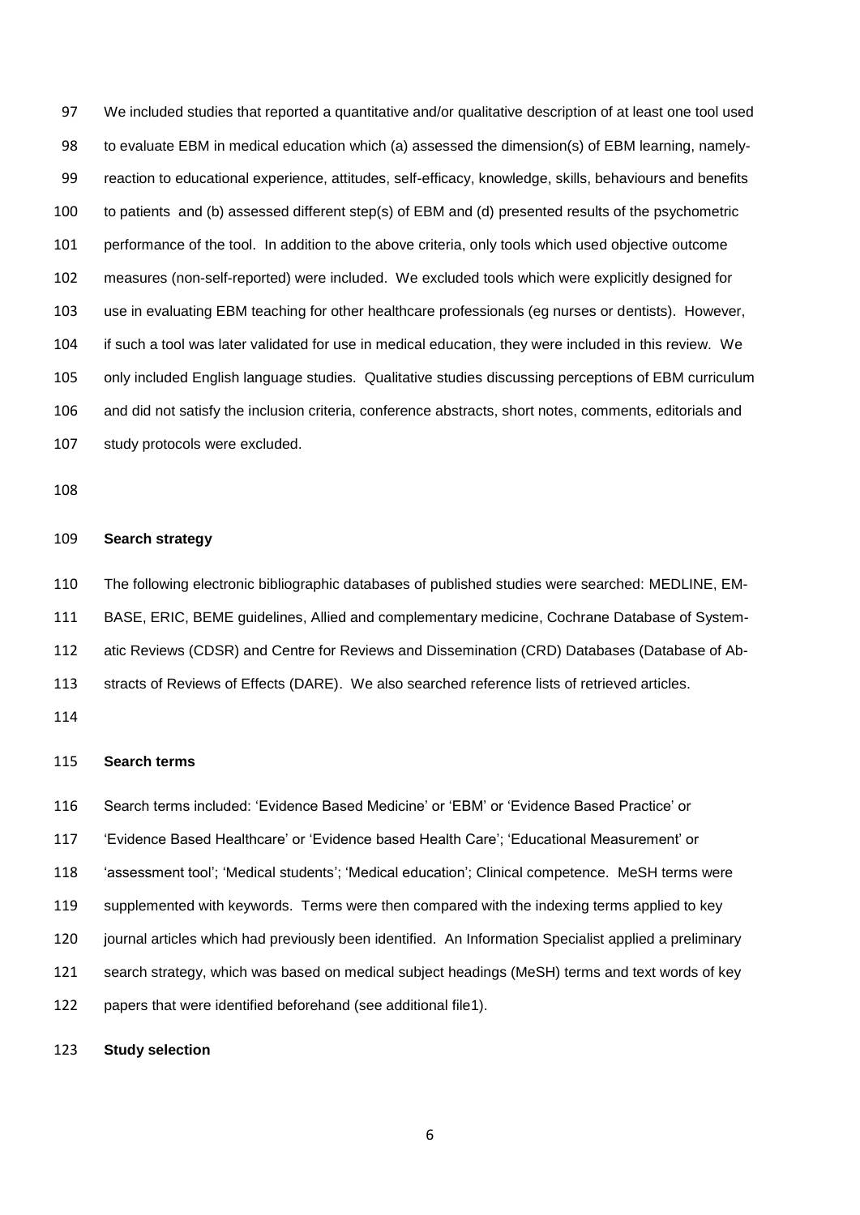We included studies that reported a quantitative and/or qualitative description of at least one tool used to evaluate EBM in medical education which (a) assessed the dimension(s) of EBM learning, namely- reaction to educational experience, attitudes, self-efficacy, knowledge, skills, behaviours and benefits to patients and (b) assessed different step(s) of EBM and (d) presented results of the psychometric performance of the tool. In addition to the above criteria, only tools which used objective outcome measures (non-self-reported) were included. We excluded tools which were explicitly designed for use in evaluating EBM teaching for other healthcare professionals (eg nurses or dentists). However, if such a tool was later validated for use in medical education, they were included in this review. We only included English language studies. Qualitative studies discussing perceptions of EBM curriculum and did not satisfy the inclusion criteria, conference abstracts, short notes, comments, editorials and study protocols were excluded.

**Search strategy**

The following electronic bibliographic databases of published studies were searched: MEDLINE, EMBASE, ERIC, BEME guidelines, Allied and complementary medicine, Cochrane Database of Systematic Reviews (CDSR) and Centre for Reviews and Dissemination (CRD) Databases (Database of Abstracts of Reviews of Effects (DARE). We also searched reference lists of retrieved articles.

**Search terms**

Search terms included: 'Evidence Based Medicine' or 'EBM' or 'Evidence Based Practice' or 'Evidence Based Healthcare' or 'Evidence based Health Care'; 'Educational Measurement' or 'assessment tool'; 'Medical students'; 'Medical education'; Clinical competence. MeSH terms were supplemented with keywords. Terms were then compared with the indexing terms applied to key journal articles which had previously been identified. An Information Specialist applied a preliminary search strategy, which was based on medical subject headings (MeSH) terms and text words of key papers that were identified beforehand (see additional file1).

**Study selection**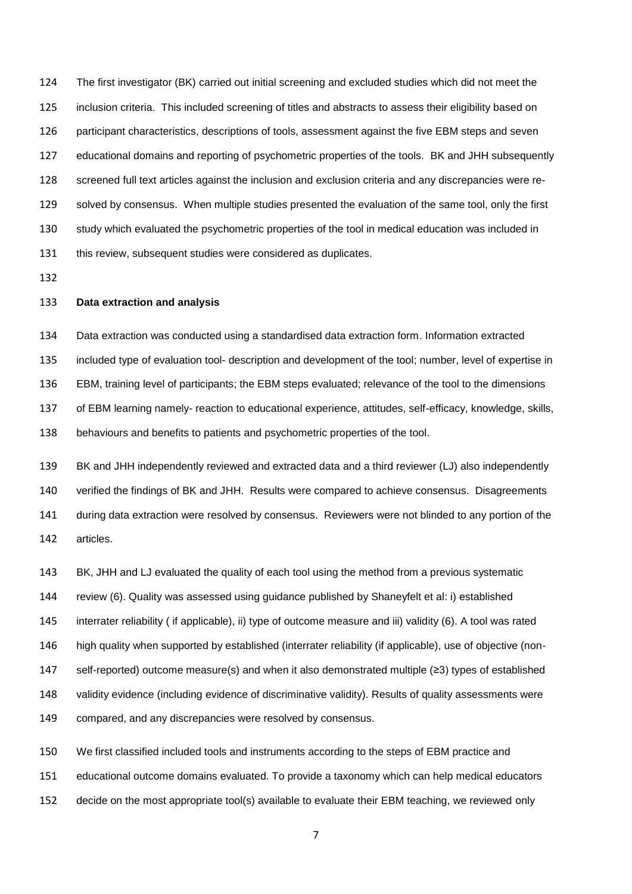The first investigator (BK) carried out initial screening and excluded studies which did not meet the inclusion criteria. This included screening of titles and abstracts to assess their eligibility based on participant characteristics, descriptions of tools, assessment against the five EBM steps and seven educational domains and reporting of psychometric properties of the tools. BK and JHH subsequently screened full text articles against the inclusion and exclusion criteria and any discrepancies were re-solved by consensus. When multiple studies presented the evaluation of the same tool, only the first study which evaluated the psychometric properties of the tool in medical education was included in this review, subsequent studies were considered as duplicates.

**Data extraction and analysis**

Data extraction was conducted using a standardised data extraction form. Information extracted included type of evaluation tool- description and development of the tool; number, level of expertise in EBM, training level of participants; the EBM steps evaluated; relevance of the tool to the dimensions of EBM learning namely- reaction to educational experience, attitudes, self-efficacy, knowledge, skills, behaviours and benefits to patients and psychometric properties of the tool.

BK and JHH independently reviewed and extracted data and a third reviewer (LJ) also independently verified the findings of BK and JHH. Results were compared to achieve consensus. Disagreements during data extraction were resolved by consensus. Reviewers were not blinded to any portion of the articles.

BK, JHH and LJ evaluated the quality of each tool using the method from a previous systematic review (6). Quality was assessed using guidance published by Shaneyfelt et al: i) established interrater reliability ( if applicable), ii) type of outcome measure and iii) validity (6). A tool was rated high quality when supported by established (interrater reliability (if applicable), use of objective (non-self-reported) outcome measure(s) and when it also demonstrated multiple (≥3) types of established validity evidence (including evidence of discriminative validity). Results of quality assessments were compared, and any discrepancies were resolved by consensus.

We first classified included tools and instruments according to the steps of EBM practice and educational outcome domains evaluated. To provide a taxonomy which can help medical educators decide on the most appropriate tool(s) available to evaluate their EBM teaching, we reviewed only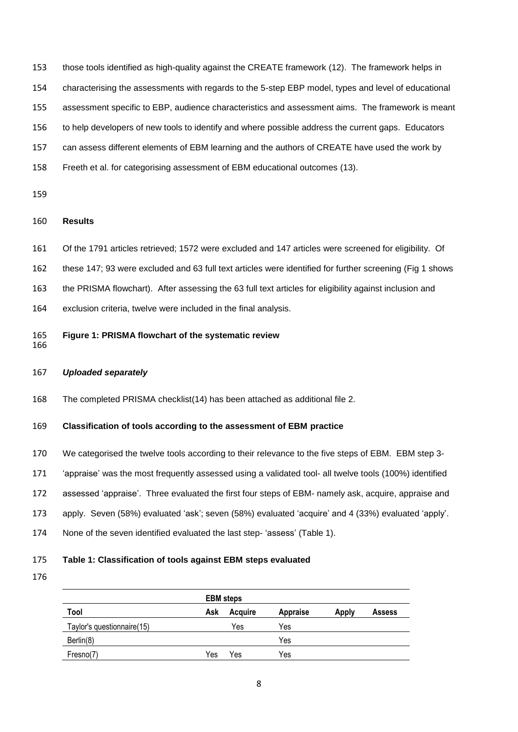those tools identified as high-quality against the CREATE framework (12). The framework helps in characterising the assessments with regards to the 5-step EBP model, types and level of educational assessment specific to EBP, audience characteristics and assessment aims. The framework is meant to help developers of new tools to identify and where possible address the current gaps. Educators can assess different elements of EBM learning and the authors of CREATE have used the work by Freeth et al. for categorising assessment of EBM educational outcomes (13).

## Results

Of the 1791 articles retrieved; 1572 were excluded and 147 articles were screened for eligibility. Of these 147; 93 were excluded and 63 full text articles were identified for further screening (Fig 1 shows the PRISMA flowchart). After assessing the 63 full text articles for eligibility against inclusion and exclusion criteria, twelve were included in the final analysis.

**Figure 1: PRISMA flowchart of the systematic review**

***Uploaded separately***

The completed PRISMA checklist(14) has been attached as additional file 2.

### Classification of tools according to the assessment of EBM practice

We categorised the twelve tools according to their relevance to the five steps of EBM. EBM step 3- 'appraise' was the most frequently assessed using a validated tool- all twelve tools (100%) identified assessed 'appraise'. Three evaluated the first four steps of EBM- namely ask, acquire, appraise and apply. Seven (58%) evaluated 'ask'; seven (58%) evaluated 'acquire' and 4 (33%) evaluated 'apply'. None of the seven identified evaluated the last step- 'assess' (Table 1).

**Table 1: Classification of tools against EBM steps evaluated**

| | EBM steps | | | | |
|---|---|---|---|---|---|
| **Tool** | **Ask** | **Acquire** | **Appraise** | **Apply** | **Assess** |
| Taylor's questionnaire(15) | | Yes | Yes | | |
| Berlin(8) | | | Yes | | |
| Fresno(7) | Yes | Yes | Yes | | |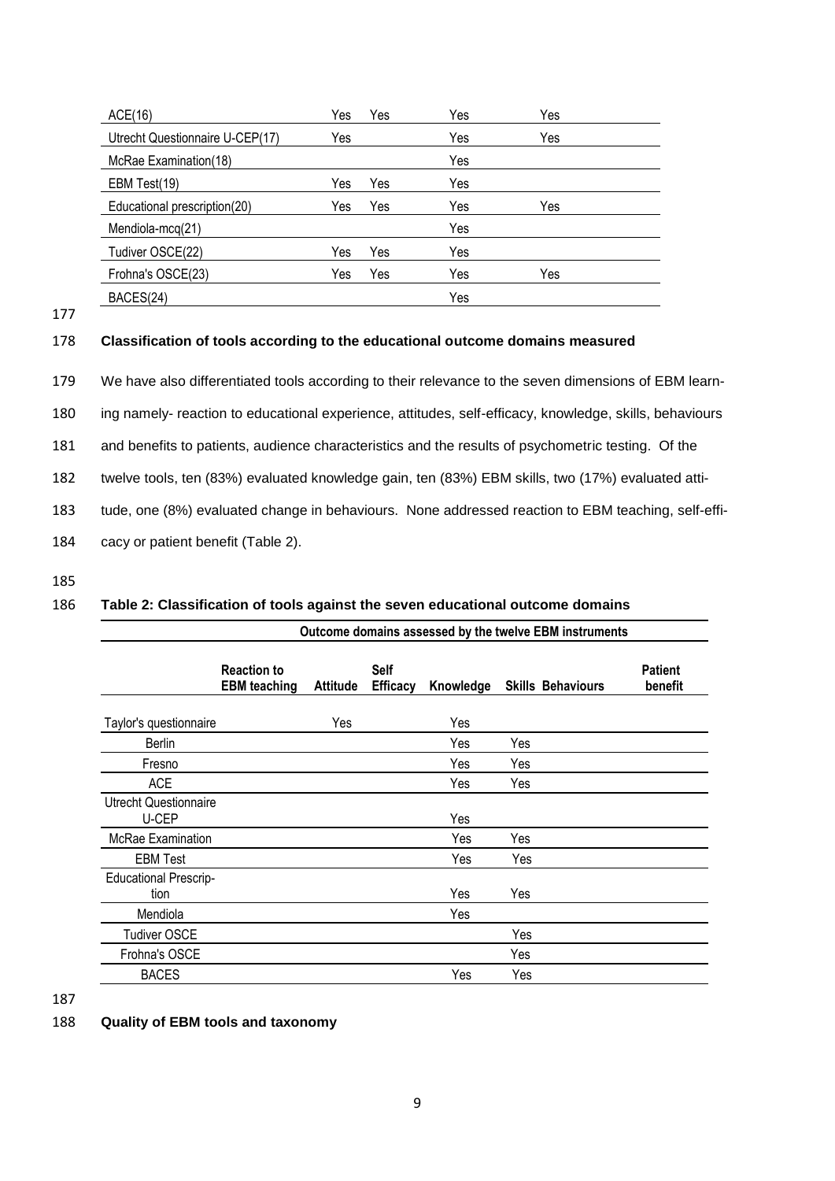| | | | | |
|---|---|---|---|---|
| ACE(16) | Yes | Yes | Yes | Yes |
| Utrecht Questionnaire U-CEP(17) | Yes | | Yes | Yes |
| McRae Examination(18) | | | Yes | |
| EBM Test(19) | Yes | Yes | Yes | |
| Educational prescription(20) | Yes | Yes | Yes | Yes |
| Mendiola-mcq(21) | | | Yes | |
| Tudiver OSCE(22) | Yes | Yes | Yes | |
| Frohna's OSCE(23) | Yes | Yes | Yes | Yes |
| BACES(24) | | | Yes | |

**Classification of tools according to the educational outcome domains measured**

We have also differentiated tools according to their relevance to the seven dimensions of EBM learning namely- reaction to educational experience, attitudes, self-efficacy, knowledge, skills, behaviours and benefits to patients, audience characteristics and the results of psychometric testing. Of the twelve tools, ten (83%) evaluated knowledge gain, ten (83%) EBM skills, two (17%) evaluated attitude, one (8%) evaluated change in behaviours. None addressed reaction to EBM teaching, self-efficacy or patient benefit (Table 2).

**Table 2: Classification of tools against the seven educational outcome domains**

| | Outcome domains assessed by the twelve EBM instruments | | | | | | |
|---|---|---|---|---|---|---|---|
| | **Reaction to EBM teaching** | **Attitude** | **Self Efficacy** | **Knowledge** | **Skills** | **Behaviours** | **Patient benefit** |
| Taylor's questionnaire | | Yes | | Yes | | | |
| Berlin | | | | Yes | Yes | | |
| Fresno | | | | Yes | Yes | | |
| ACE | | | | Yes | Yes | | |
| Utrecht Questionnaire U-CEP | | | | Yes | | | |
| McRae Examination | | | | Yes | Yes | | |
| EBM Test | | | | Yes | Yes | | |
| Educational Prescription | | | | Yes | Yes | | |
| Mendiola | | | | Yes | | | |
| Tudiver OSCE | | | | | Yes | | |
| Frohna's OSCE | | | | | Yes | | |
| BACES | | | | Yes | Yes | | |

**Quality of EBM tools and taxonomy**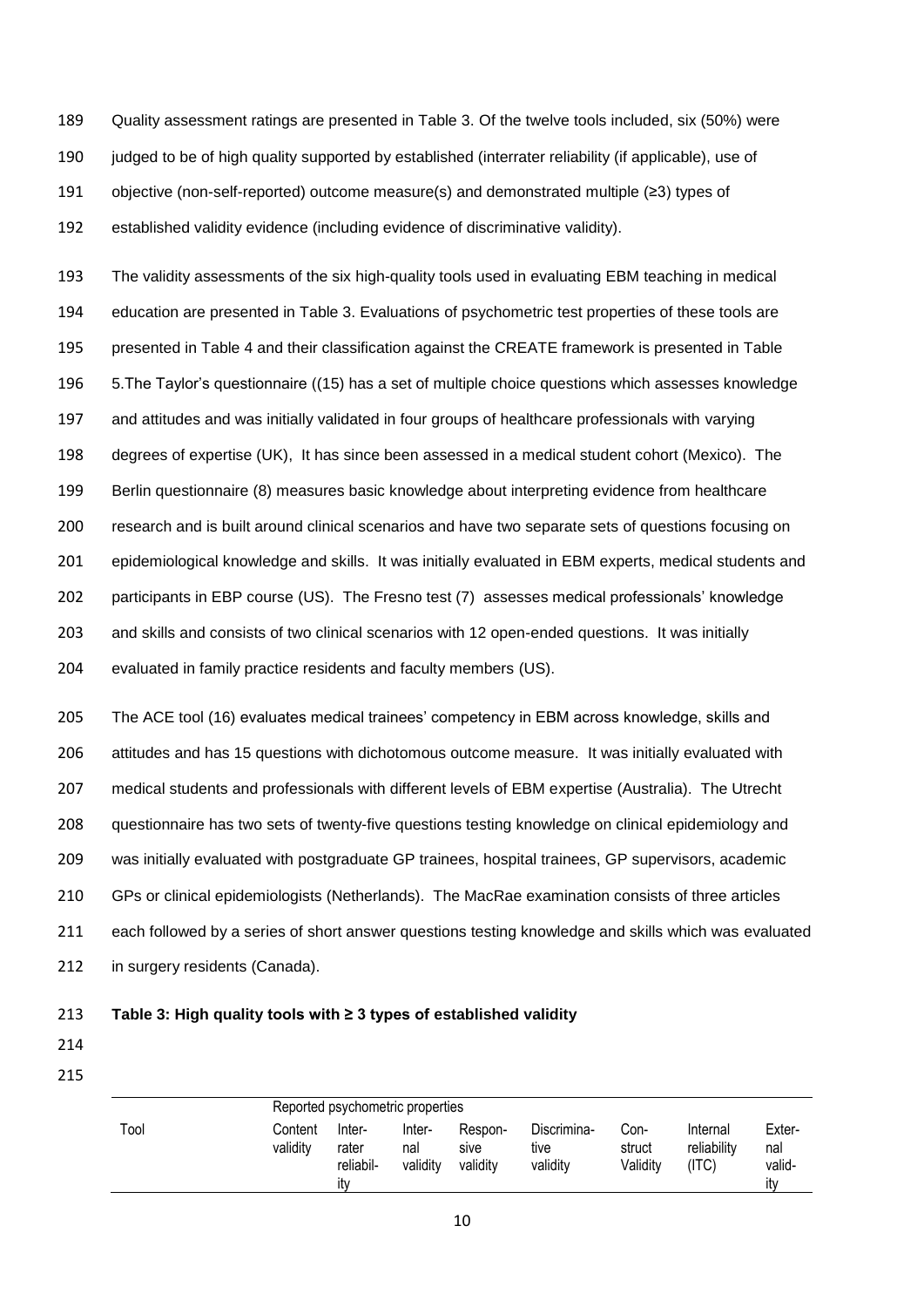Quality assessment ratings are presented in Table 3. Of the twelve tools included, six (50%) were judged to be of high quality supported by established (interrater reliability (if applicable), use of objective (non-self-reported) outcome measure(s) and demonstrated multiple (≥3) types of established validity evidence (including evidence of discriminative validity).

The validity assessments of the six high-quality tools used in evaluating EBM teaching in medical education are presented in Table 3. Evaluations of psychometric test properties of these tools are presented in Table 4 and their classification against the CREATE framework is presented in Table 5.The Taylor's questionnaire ((15) has a set of multiple choice questions which assesses knowledge and attitudes and was initially validated in four groups of healthcare professionals with varying degrees of expertise (UK), It has since been assessed in a medical student cohort (Mexico). The Berlin questionnaire (8) measures basic knowledge about interpreting evidence from healthcare research and is built around clinical scenarios and have two separate sets of questions focusing on epidemiological knowledge and skills. It was initially evaluated in EBM experts, medical students and participants in EBP course (US). The Fresno test (7) assesses medical professionals' knowledge and skills and consists of two clinical scenarios with 12 open-ended questions. It was initially evaluated in family practice residents and faculty members (US).

The ACE tool (16) evaluates medical trainees' competency in EBM across knowledge, skills and attitudes and has 15 questions with dichotomous outcome measure. It was initially evaluated with medical students and professionals with different levels of EBM expertise (Australia). The Utrecht questionnaire has two sets of twenty-five questions testing knowledge on clinical epidemiology and was initially evaluated with postgraduate GP trainees, hospital trainees, GP supervisors, academic GPs or clinical epidemiologists (Netherlands). The MacRae examination consists of three articles each followed by a series of short answer questions testing knowledge and skills which was evaluated in surgery residents (Canada).

**Table 3: High quality tools with ≥ 3 types of established validity**

| | Reported psychometric properties | | | | | | | |
|---|---|---|---|---|---|---|---|---|
| Tool | Content validity | Inter-rater reliability | Internal validity | Responsive validity | Discriminative validity | Construct Validity | Internal reliability (ITC) | External validity |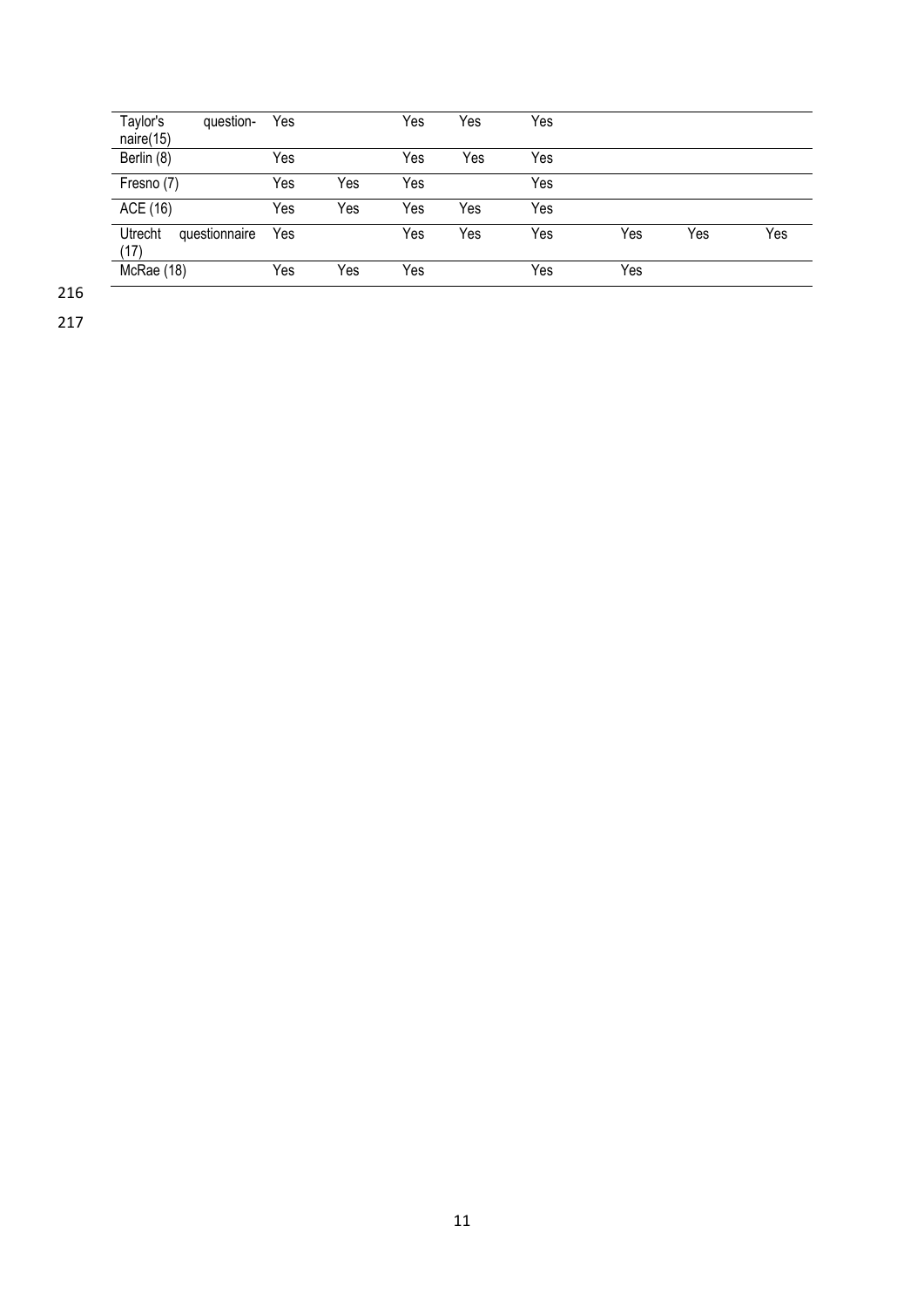| | | | | | | | | |
|---|---|---|---|---|---|---|---|---|
| Taylor's questionnaire(15) | Yes | | Yes | Yes | Yes | | | |
| Berlin (8) | Yes | | Yes | Yes | Yes | | | |
| Fresno (7) | Yes | Yes | Yes | | Yes | | | |
| ACE (16) | Yes | Yes | Yes | Yes | Yes | | | |
| Utrecht questionnaire (17) | Yes | | Yes | Yes | Yes | Yes | Yes | Yes |
| McRae (18) | Yes | Yes | Yes | | Yes | Yes | | |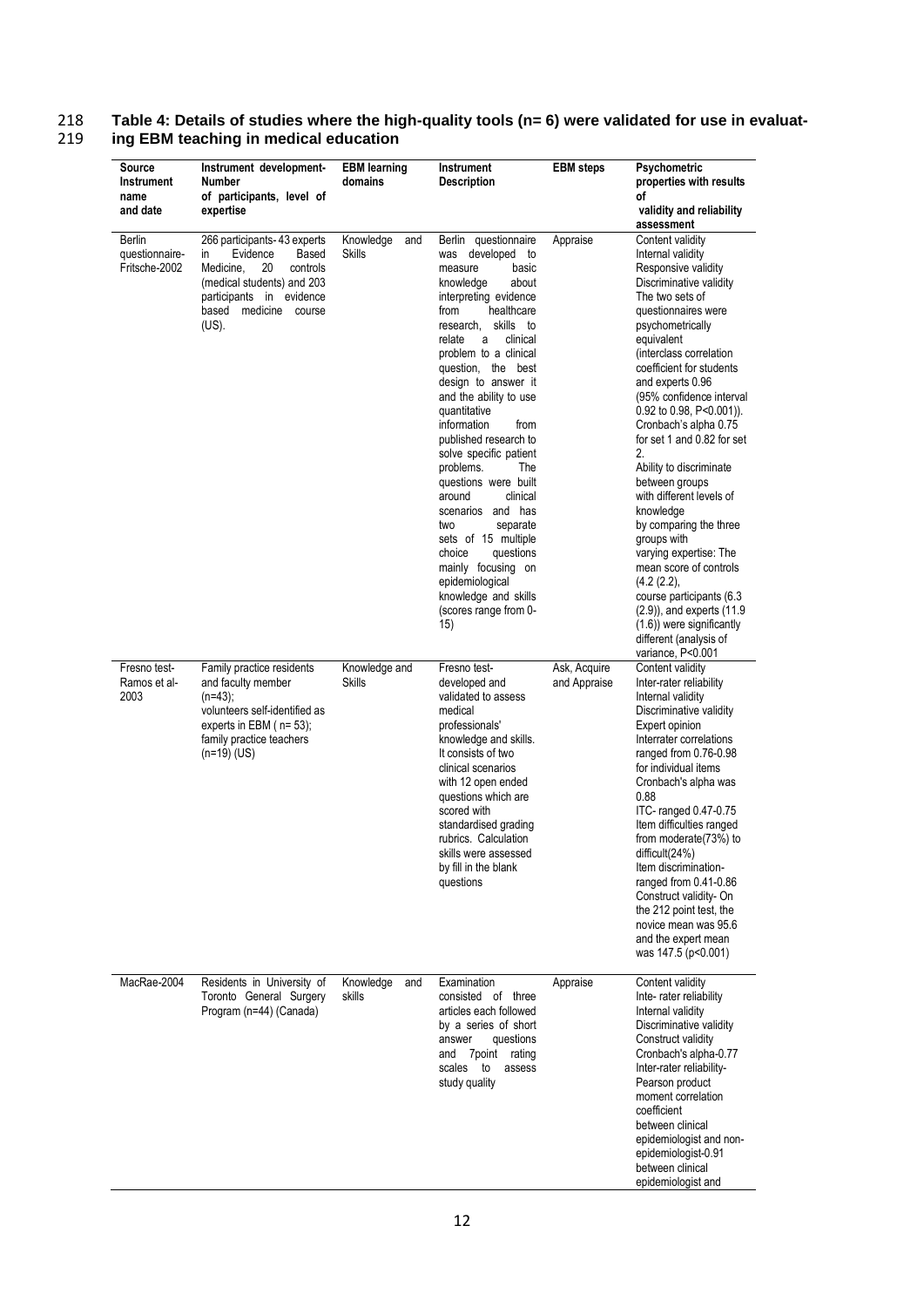**Table 4: Details of studies where the high-quality tools (n= 6) were validated for use in evaluating EBM teaching in medical education**

| Source Instrument name and date | Instrument development- Number of participants, level of expertise | EBM learning domains | Instrument Description | EBM steps | Psychometric properties with results of validity and reliability assessment |
|---|---|---|---|---|---|
| Berlin questionnaire-Fritsche-2002 | 266 participants- 43 experts in Evidence Based Medicine, 20 controls (medical students) and 203 participants in evidence based medicine course (US). | Knowledge and Skills | Berlin questionnaire was developed to measure basic knowledge about interpreting evidence from healthcare research, skills to relate a clinical problem to a clinical question, the best design to answer it and the ability to use quantitative information from published research to solve specific patient problems. The questions were built around clinical scenarios and has two separate sets of 15 multiple choice questions mainly focusing on epidemiological knowledge and skills (scores range from 0-15) | Appraise | Content validity<br>Internal validity<br>Responsive validity<br>Discriminative validity<br>The two sets of questionnaires were psychometrically equivalent (interclass correlation coefficient for students and experts 0.96 (95% confidence interval 0.92 to 0.98, P<0.001)). Cronbach's alpha 0.75 for set 1 and 0.82 for set 2.<br>Ability to discriminate between groups with different levels of knowledge by comparing the three groups with varying expertise: The mean score of controls (4.2 (2.2), course participants (6.3 (2.9)), and experts (11.9 (1.6)) were significantly different (analysis of variance, P<0.001 |
| Fresno test-Ramos et al-2003 | Family practice residents and faculty member (n=43); volunteers self-identified as experts in EBM ( n= 53); family practice teachers (n=19) (US) | Knowledge and Skills | Fresno test- developed and validated to assess medical professionals' knowledge and skills. It consists of two clinical scenarios with 12 open ended questions which are scored with standardised grading rubrics. Calculation skills were assessed by fill in the blank questions | Ask, Acquire and Appraise | Content validity<br>Inter-rater reliability<br>Internal validity<br>Discriminative validity<br>Expert opinion<br>Interrater correlations ranged from 0.76-0.98 for individual items<br>Cronbach's alpha was 0.88<br>ITC- ranged 0.47-0.75<br>Item difficulties ranged from moderate(73%) to difficult(24%)<br>Item discrimination- ranged from 0.41-0.86<br>Construct validity- On the 212 point test, the novice mean was 95.6 and the expert mean was 147.5 (p<0.001) |
| MacRae-2004 | Residents in University of Toronto General Surgery Program (n=44) (Canada) | Knowledge and skills | Examination consisted of three articles each followed by a series of short answer questions and 7point rating scales to assess study quality | Appraise | Content validity<br>Inte- rater reliability<br>Internal validity<br>Discriminative validity<br>Construct validity<br>Cronbach's alpha-0.77<br>Inter-rater reliability- Pearson product moment correlation coefficient between clinical epidemiologist and non-epidemiologist-0.91 between clinical epidemiologist and |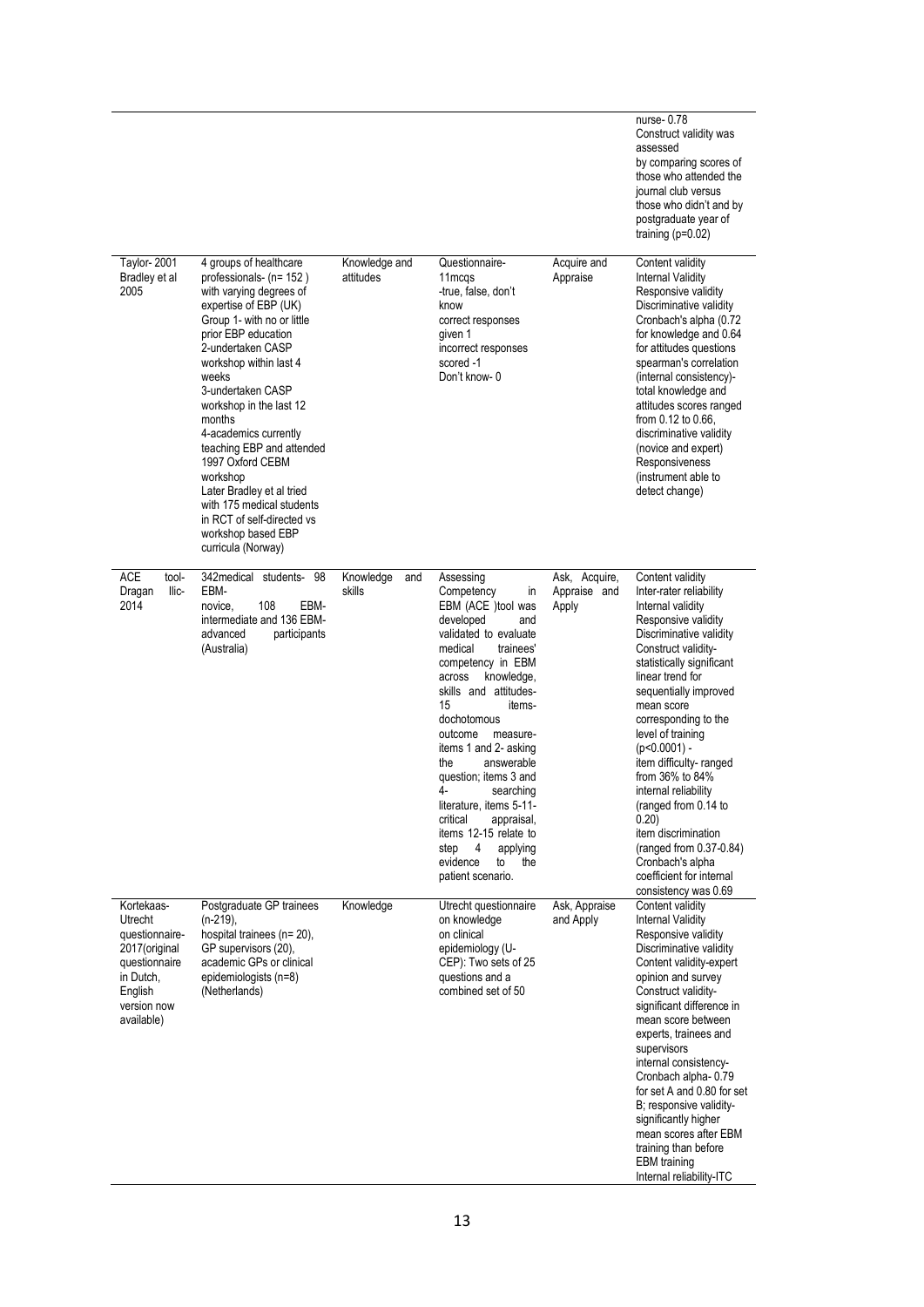| | | | | | |
|---|---|---|---|---|---|
| | | | | | nurse- 0.78<br>Construct validity was assessed by comparing scores of those who attended the journal club versus those who didn't and by postgraduate year of training (p=0.02) |
| Taylor- 2001<br>Bradley et al 2005 | 4 groups of healthcare professionals- (n= 152 ) with varying degrees of expertise of EBP (UK)<br>Group 1- with no or little prior EBP education<br>2-undertaken CASP workshop within last 4 weeks<br>3-undertaken CASP workshop in the last 12 months<br>4-academics currently teaching EBP and attended 1997 Oxford CEBM workshop<br>Later Bradley et al tried with 175 medical students in RCT of self-directed vs workshop based EBP curricula (Norway) | Knowledge and attitudes | Questionnaire-<br>11mcqs<br>-true, false, don't know<br>correct responses given 1<br>incorrect responses scored -1<br>Don't know- 0 | Acquire and Appraise | Content validity<br>Internal Validity<br>Responsive validity<br>Discriminative validity<br>Cronbach's alpha (0.72 for knowledge and 0.64 for attitudes questions<br>spearman's correlation (internal consistency)- total knowledge and attitudes scores ranged from 0.12 to 0.66,<br>discriminative validity (novice and expert)<br>Responsiveness (instrument able to detect change) |
| ACE tool- Dragan Ilic- 2014 | 342medical students- 98 EBM-novice, 108 EBM-intermediate and 136 EBM-advanced participants (Australia) | Knowledge and skills | Assessing Competency in EBM (ACE )tool was developed and validated to evaluate medical trainees' competency in EBM across knowledge, skills and attitudes- 15 items- dochotomous outcome measure- items 1 and 2- asking the answerable question; items 3 and 4- searching literature, items 5-11- critical appraisal, items 12-15 relate to step 4 applying evidence to the patient scenario. | Ask, Acquire, Appraise and Apply | Content validity<br>Inter-rater reliability<br>Internal validity<br>Responsive validity<br>Discriminative validity<br>Construct validity- statistically significant linear trend for sequentially improved mean score corresponding to the level of training (p<0.0001) -<br>item difficulty- ranged from 36% to 84%<br>internal reliability (ranged from 0.14 to 0.20)<br>item discrimination (ranged from 0.37-0.84)<br>Cronbach's alpha coefficient for internal consistency was 0.69 |
| Kortekaas-Utrecht questionnaire-2017(original questionnaire in Dutch, English version now available) | Postgraduate GP trainees (n-219),<br>hospital trainees (n= 20),<br>GP supervisors (20),<br>academic GPs or clinical epidemiologists (n=8) (Netherlands) | Knowledge | Utrecht questionnaire on knowledge on clinical epidemiology (U-CEP): Two sets of 25 questions and a combined set of 50 | Ask, Appraise and Apply | Content validity<br>Internal Validity<br>Responsive validity<br>Discriminative validity<br>Content validity-expert opinion and survey<br>Construct validity- significant difference in mean score between experts, trainees and supervisors<br>internal consistency- Cronbach alpha- 0.79 for set A and 0.80 for set B; responsive validity- significantly higher mean scores after EBM training than before EBM training<br>Internal reliability-ITC |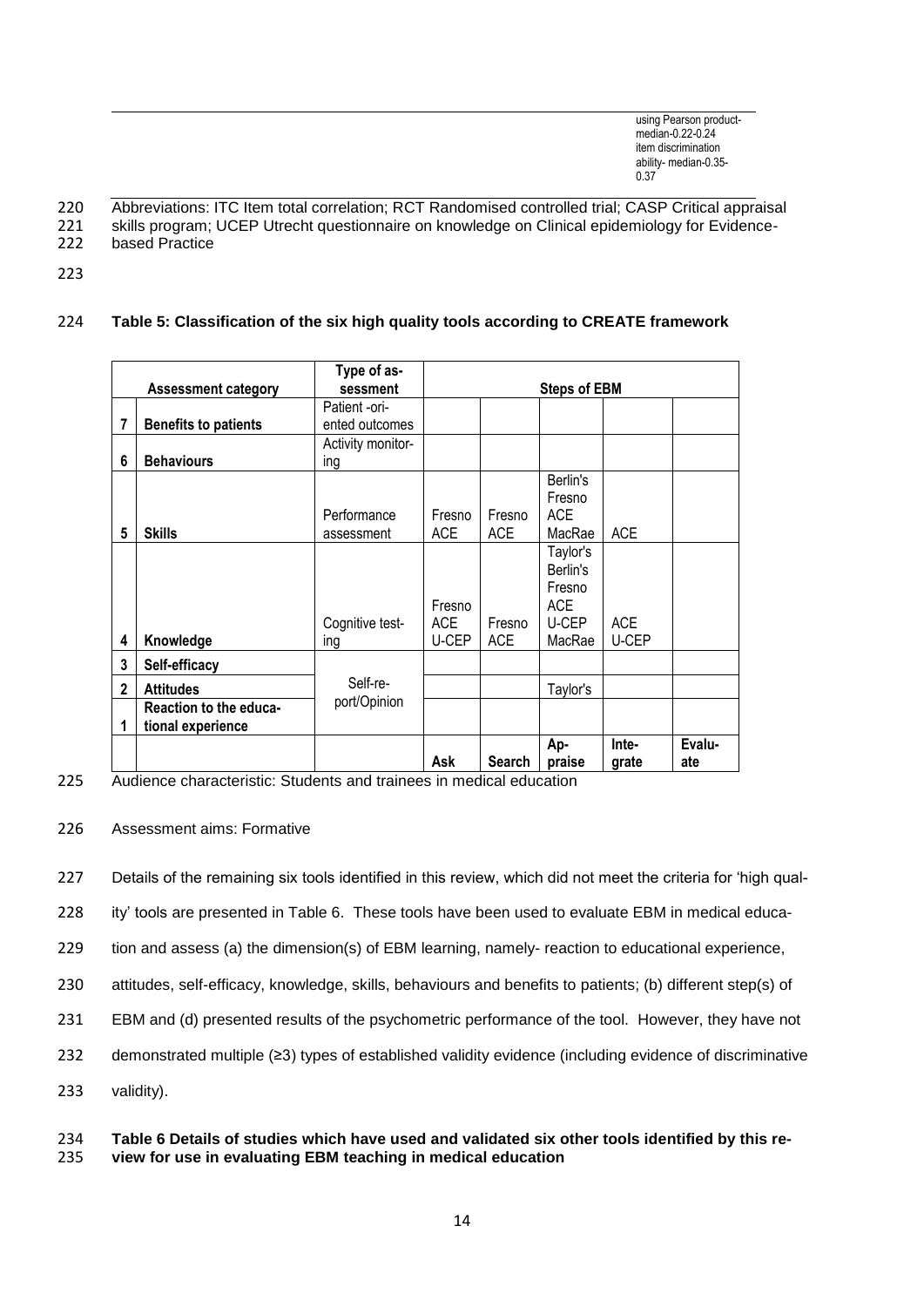| | | using Pearson product-median-0.22-0.24 item discrimination ability- median-0.35-0.37 |
|---|---|---|

Abbreviations: ITC Item total correlation; RCT Randomised controlled trial; CASP Critical appraisal skills program; UCEP Utrecht questionnaire on knowledge on Clinical epidemiology for Evidence-based Practice

**Table 5: Classification of the six high quality tools according to CREATE framework**

| | Assessment category | Type of assessment | Steps of EBM | | | | |
|---|---|---|---|---|---|---|---|
| 7 | **Benefits to patients** | Patient -oriented outcomes | | | | | |
| 6 | **Behaviours** | Activity monitoring | | | | | |
| 5 | **Skills** | Performance assessment | Fresno ACE | Fresno ACE | Berlin's Fresno ACE MacRae | ACE | |
| 4 | **Knowledge** | Cognitive testing | Fresno ACE U-CEP | Fresno ACE | Taylor's Berlin's Fresno ACE U-CEP MacRae | ACE U-CEP | |
| 3 | **Self-efficacy** | Self-report/Opinion | | | | | |
| 2 | **Attitudes** | | | | Taylor's | | |
| 1 | **Reaction to the educational experience** | | | | | | |
| | | | **Ask** | **Search** | **Appraise** | **Integrate** | **Evaluate** |

Audience characteristic: Students and trainees in medical education

Assessment aims: Formative

Details of the remaining six tools identified in this review, which did not meet the criteria for 'high quality' tools are presented in Table 6. These tools have been used to evaluate EBM in medical education and assess (a) the dimension(s) of EBM learning, namely- reaction to educational experience, attitudes, self-efficacy, knowledge, skills, behaviours and benefits to patients; (b) different step(s) of EBM and (d) presented results of the psychometric performance of the tool. However, they have not demonstrated multiple (≥3) types of established validity evidence (including evidence of discriminative validity).

**Table 6 Details of studies which have used and validated six other tools identified by this review for use in evaluating EBM teaching in medical education**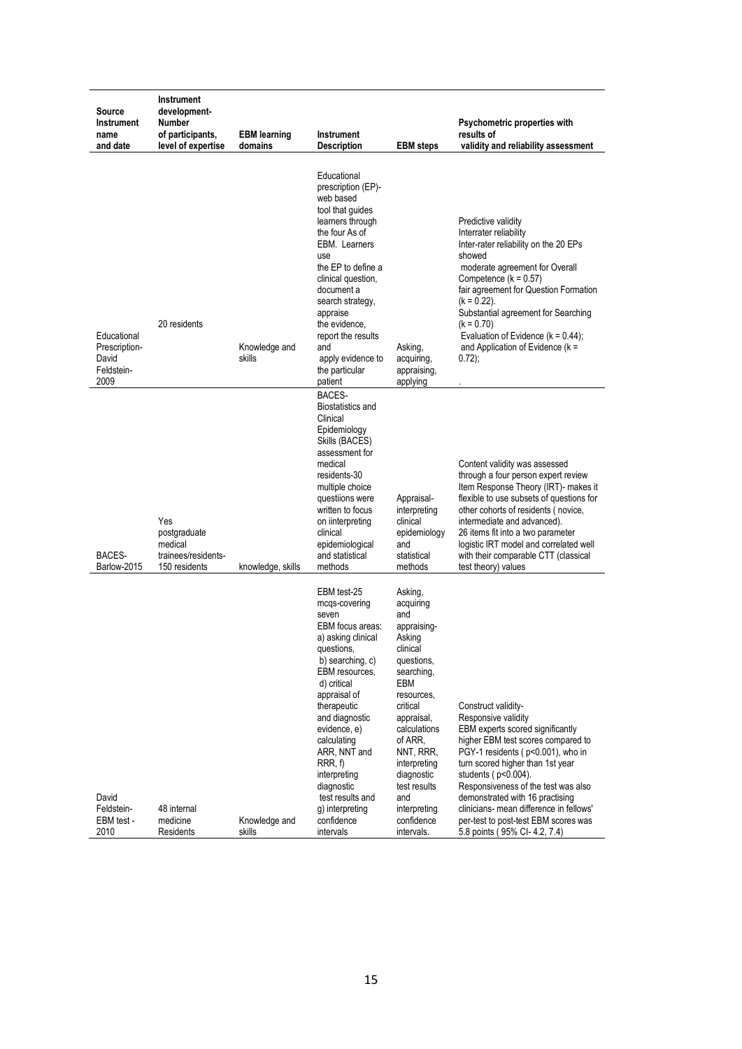| Source Instrument name and date | Instrument development- Number of participants, level of expertise | EBM learning domains | Instrument Description | EBM steps | Psychometric properties with results of validity and reliability assessment |
|---|---|---|---|---|---|
| Educational Prescription- David Feldstein- 2009 | 20 residents | Knowledge and skills | Educational prescription (EP)- web based tool that guides learners through the four As of EBM. Learners use the EP to define a clinical question, document a search strategy, appraise the evidence, report the results and apply evidence to the particular patient | Asking, acquiring, appraising, applying | Predictive validity Interrater reliability Inter-rater reliability on the 20 EPs showed moderate agreement for Overall Competence (k = 0.57) fair agreement for Question Formation (k = 0.22). Substantial agreement for Searching (k = 0.70) Evaluation of Evidence (k = 0.44); and Application of Evidence (k = 0.72); . |
| BACES- Barlow-2015 | Yes postgraduate medical trainees/residents- 150 residents | knowledge, skills | BACES- Biostatistics and Clinical Epidemiology Skills (BACES) assessment for medical residents-30 multiple choice questiions were written to focus on iinterpreting clinical epidemiological and statistical methods | Appraisal- interpreting clinical epidemiology and statistical methods | Content validity was assessed through a four person expert review Item Response Theory (IRT)- makes it flexible to use subsets of questions for other cohorts of residents ( novice, intermediate and advanced). 26 items fit into a two parameter logistic IRT model and correlated well with their comparable CTT (classical test theory) values |
| David Feldstein- EBM test - 2010 | 48 internal medicine Residents | Knowledge and skills | EBM test-25 mcqs-covering seven EBM focus areas: a) asking clinical questions, b) searching, c) EBM resources, d) critical appraisal of therapeutic and diagnostic evidence, e) calculating ARR, NNT and RRR, f) interpreting diagnostic test results and g) interpreting confidence intervals | Asking, acquiring and appraising- Asking clinical questions, searching, EBM resources, critical appraisal, calculations of ARR, NNT, RRR, interpreting diagnostic test results and interpreting confidence intervals. | Construct validity- Responsive validity EBM experts scored significantly higher EBM test scores compared to PGY-1 residents ( p<0.001), who in turn scored higher than 1st year students ( p<0.004). Responsiveness of the test was also demonstrated with 16 practising clinicians- mean difference in fellows' per-test to post-test EBM scores was 5.8 points ( 95% CI- 4.2, 7.4) |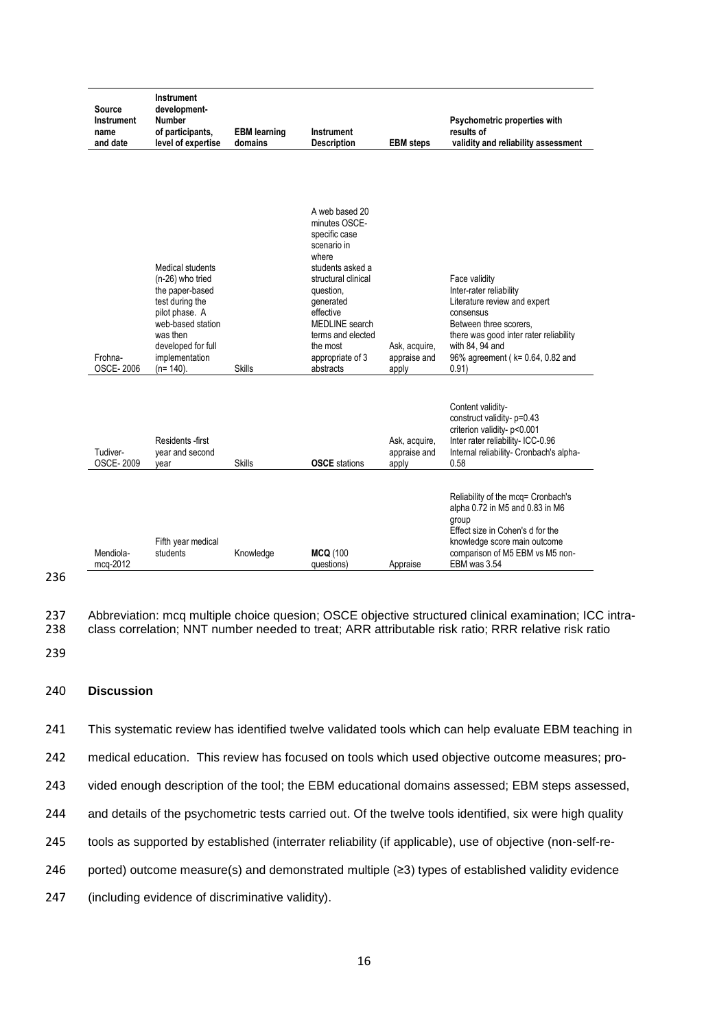| Source Instrument name and date | Instrument development- Number of participants, level of expertise | EBM learning domains | Instrument Description | EBM steps | Psychometric properties with results of validity and reliability assessment |
|---|---|---|---|---|---|
| Frohna- OSCE- 2006 | Medical students (n-26) who tried the paper-based test during the pilot phase. A web-based station was then developed for full implementation (n= 140). | Skills | A web based 20 minutes OSCE-specific case scenario in where students asked a structural clinical question, generated effective MEDLINE search terms and elected the most appropriate of 3 abstracts | Ask, acquire, appraise and apply | Face validity Inter-rater reliability Literature review and expert consensus Between three scorers, there was good inter rater reliability with 84, 94 and 96% agreement ( k= 0.64, 0.82 and 0.91) |
| Tudiver- OSCE- 2009 | Residents -first year and second year | Skills | **OSCE** stations | Ask, acquire, appraise and apply | Content validity- construct validity- p=0.43 criterion validity- p<0.001 Inter rater reliability- ICC-0.96 Internal reliability- Cronbach's alpha- 0.58 |
| Mendiola- mcq-2012 | Fifth year medical students | Knowledge | **MCQ** (100 questions) | Appraise | Reliability of the mcq= Cronbach's alpha 0.72 in M5 and 0.83 in M6 group Effect size in Cohen's d for the knowledge score main outcome comparison of M5 EBM vs M5 non-EBM was 3.54 |

Abbreviation: mcq multiple choice quesion; OSCE objective structured clinical examination; ICC intra-class correlation; NNT number needed to treat; ARR attributable risk ratio; RRR relative risk ratio

## Discussion

This systematic review has identified twelve validated tools which can help evaluate EBM teaching in medical education. This review has focused on tools which used objective outcome measures; provided enough description of the tool; the EBM educational domains assessed; EBM steps assessed, and details of the psychometric tests carried out. Of the twelve tools identified, six were high quality tools as supported by established (interrater reliability (if applicable), use of objective (non-self-reported) outcome measure(s) and demonstrated multiple (≥3) types of established validity evidence (including evidence of discriminative validity).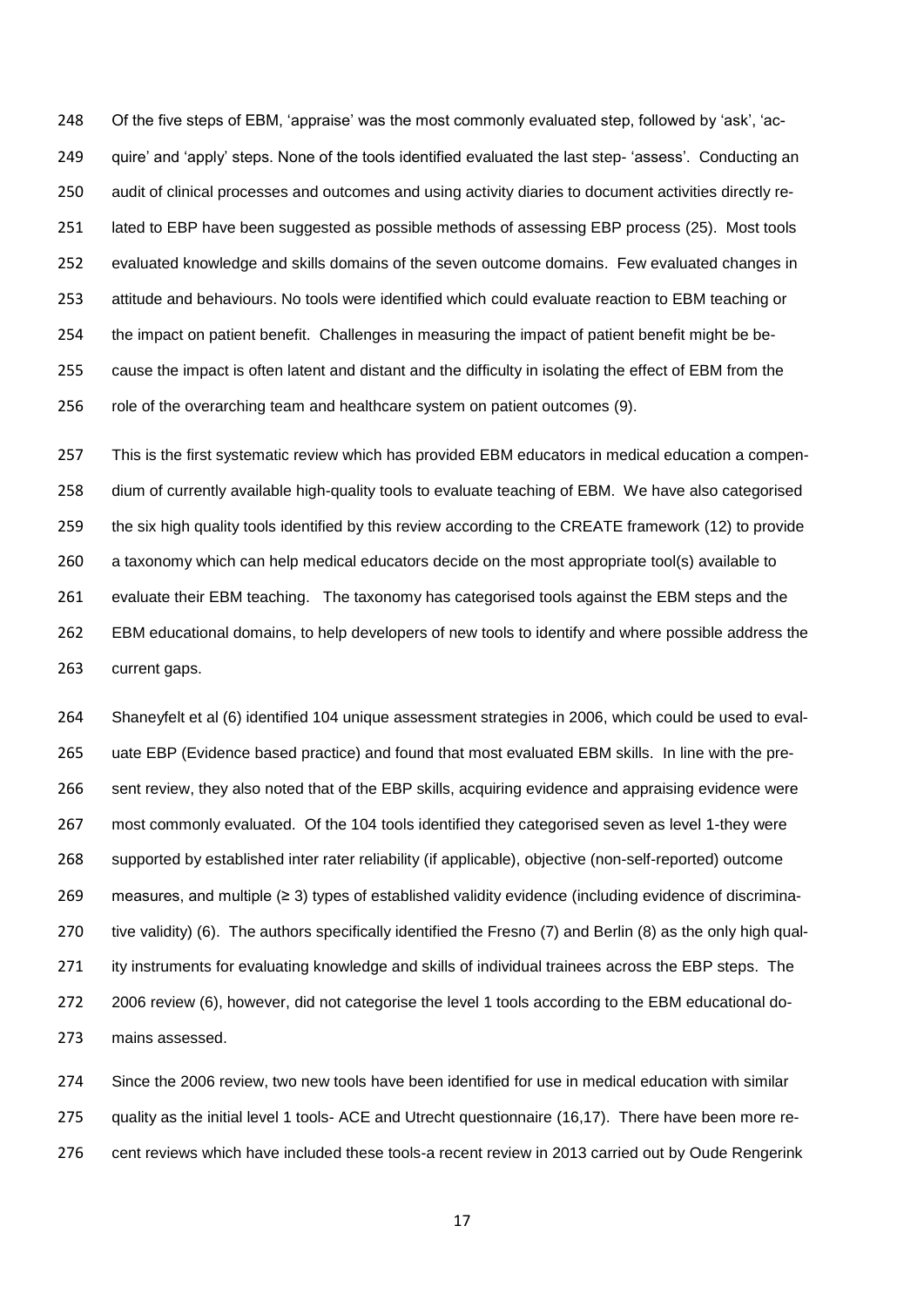Of the five steps of EBM, 'appraise' was the most commonly evaluated step, followed by 'ask', 'acquire' and 'apply' steps. None of the tools identified evaluated the last step- 'assess'. Conducting an audit of clinical processes and outcomes and using activity diaries to document activities directly related to EBP have been suggested as possible methods of assessing EBP process (25). Most tools evaluated knowledge and skills domains of the seven outcome domains. Few evaluated changes in attitude and behaviours. No tools were identified which could evaluate reaction to EBM teaching or the impact on patient benefit. Challenges in measuring the impact of patient benefit might be because the impact is often latent and distant and the difficulty in isolating the effect of EBM from the role of the overarching team and healthcare system on patient outcomes (9).

This is the first systematic review which has provided EBM educators in medical education a compendium of currently available high-quality tools to evaluate teaching of EBM. We have also categorised the six high quality tools identified by this review according to the CREATE framework (12) to provide a taxonomy which can help medical educators decide on the most appropriate tool(s) available to evaluate their EBM teaching. The taxonomy has categorised tools against the EBM steps and the EBM educational domains, to help developers of new tools to identify and where possible address the current gaps.

Shaneyfelt et al (6) identified 104 unique assessment strategies in 2006, which could be used to evaluate EBP (Evidence based practice) and found that most evaluated EBM skills. In line with the present review, they also noted that of the EBP skills, acquiring evidence and appraising evidence were most commonly evaluated. Of the 104 tools identified they categorised seven as level 1-they were supported by established inter rater reliability (if applicable), objective (non-self-reported) outcome measures, and multiple (≥ 3) types of established validity evidence (including evidence of discriminative validity) (6). The authors specifically identified the Fresno (7) and Berlin (8) as the only high quality instruments for evaluating knowledge and skills of individual trainees across the EBP steps. The 2006 review (6), however, did not categorise the level 1 tools according to the EBM educational domains assessed.

Since the 2006 review, two new tools have been identified for use in medical education with similar quality as the initial level 1 tools- ACE and Utrecht questionnaire (16,17). There have been more recent reviews which have included these tools-a recent review in 2013 carried out by Oude Rengerink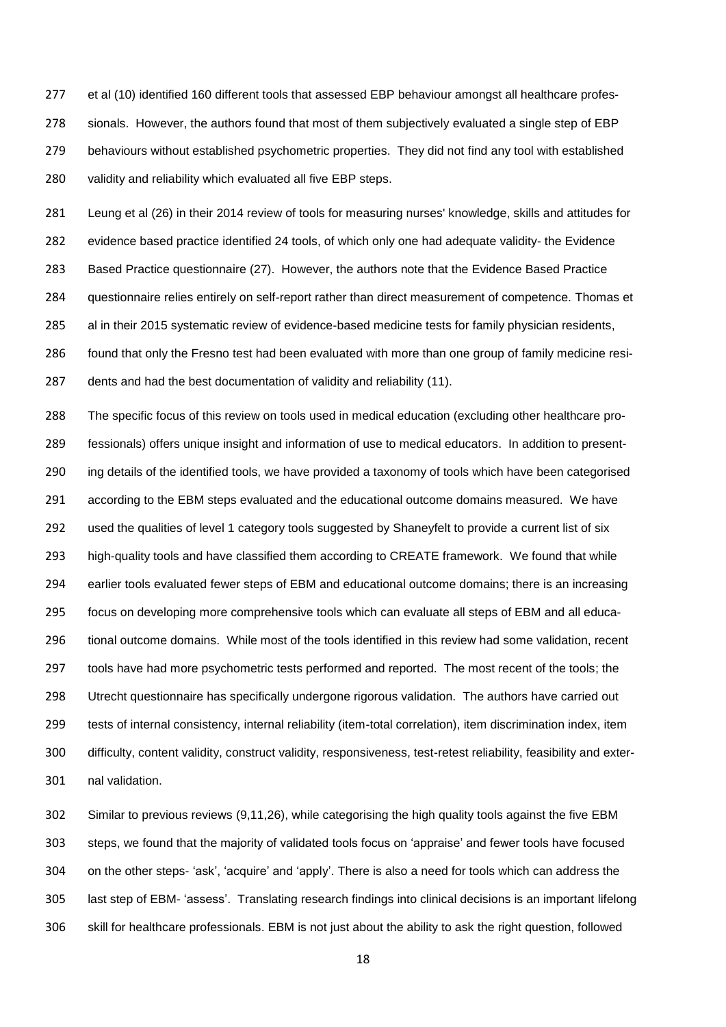et al (10) identified 160 different tools that assessed EBP behaviour amongst all healthcare professionals. However, the authors found that most of them subjectively evaluated a single step of EBP behaviours without established psychometric properties. They did not find any tool with established validity and reliability which evaluated all five EBP steps.

Leung et al (26) in their 2014 review of tools for measuring nurses' knowledge, skills and attitudes for evidence based practice identified 24 tools, of which only one had adequate validity- the Evidence Based Practice questionnaire (27). However, the authors note that the Evidence Based Practice questionnaire relies entirely on self-report rather than direct measurement of competence. Thomas et al in their 2015 systematic review of evidence-based medicine tests for family physician residents, found that only the Fresno test had been evaluated with more than one group of family medicine residents and had the best documentation of validity and reliability (11).

The specific focus of this review on tools used in medical education (excluding other healthcare professionals) offers unique insight and information of use to medical educators. In addition to presenting details of the identified tools, we have provided a taxonomy of tools which have been categorised according to the EBM steps evaluated and the educational outcome domains measured. We have used the qualities of level 1 category tools suggested by Shaneyfelt to provide a current list of six high-quality tools and have classified them according to CREATE framework. We found that while earlier tools evaluated fewer steps of EBM and educational outcome domains; there is an increasing focus on developing more comprehensive tools which can evaluate all steps of EBM and all educational outcome domains. While most of the tools identified in this review had some validation, recent tools have had more psychometric tests performed and reported. The most recent of the tools; the Utrecht questionnaire has specifically undergone rigorous validation. The authors have carried out tests of internal consistency, internal reliability (item-total correlation), item discrimination index, item difficulty, content validity, construct validity, responsiveness, test-retest reliability, feasibility and external validation.

Similar to previous reviews (9,11,26), while categorising the high quality tools against the five EBM steps, we found that the majority of validated tools focus on 'appraise' and fewer tools have focused on the other steps- 'ask', 'acquire' and 'apply'. There is also a need for tools which can address the last step of EBM- 'assess'. Translating research findings into clinical decisions is an important lifelong skill for healthcare professionals. EBM is not just about the ability to ask the right question, followed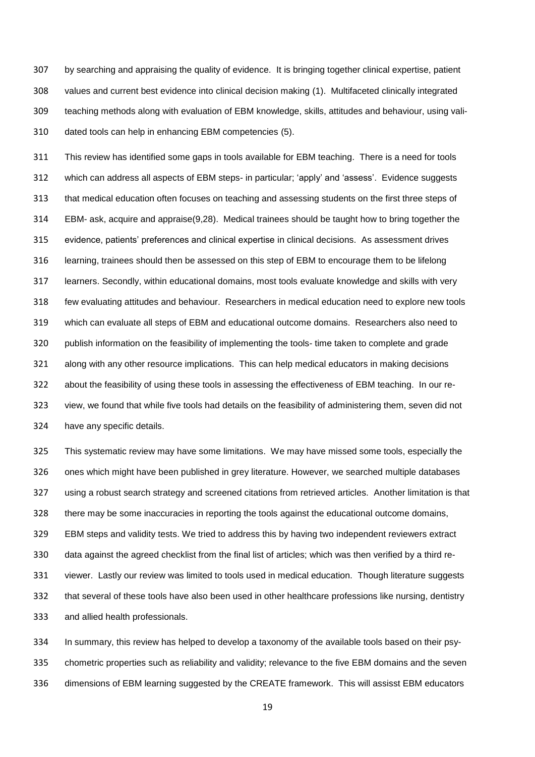by searching and appraising the quality of evidence. It is bringing together clinical expertise, patient values and current best evidence into clinical decision making (1). Multifaceted clinically integrated teaching methods along with evaluation of EBM knowledge, skills, attitudes and behaviour, using validated tools can help in enhancing EBM competencies (5).

This review has identified some gaps in tools available for EBM teaching. There is a need for tools which can address all aspects of EBM steps- in particular; 'apply' and 'assess'. Evidence suggests that medical education often focuses on teaching and assessing students on the first three steps of EBM- ask, acquire and appraise(9,28). Medical trainees should be taught how to bring together the evidence, patients' preferences and clinical expertise in clinical decisions. As assessment drives learning, trainees should then be assessed on this step of EBM to encourage them to be lifelong learners. Secondly, within educational domains, most tools evaluate knowledge and skills with very few evaluating attitudes and behaviour. Researchers in medical education need to explore new tools which can evaluate all steps of EBM and educational outcome domains. Researchers also need to publish information on the feasibility of implementing the tools- time taken to complete and grade along with any other resource implications. This can help medical educators in making decisions about the feasibility of using these tools in assessing the effectiveness of EBM teaching. In our review, we found that while five tools had details on the feasibility of administering them, seven did not have any specific details.

This systematic review may have some limitations. We may have missed some tools, especially the ones which might have been published in grey literature. However, we searched multiple databases using a robust search strategy and screened citations from retrieved articles. Another limitation is that there may be some inaccuracies in reporting the tools against the educational outcome domains, EBM steps and validity tests. We tried to address this by having two independent reviewers extract data against the agreed checklist from the final list of articles; which was then verified by a third reviewer. Lastly our review was limited to tools used in medical education. Though literature suggests that several of these tools have also been used in other healthcare professions like nursing, dentistry and allied health professionals.

In summary, this review has helped to develop a taxonomy of the available tools based on their psychometric properties such as reliability and validity; relevance to the five EBM domains and the seven dimensions of EBM learning suggested by the CREATE framework. This will assisst EBM educators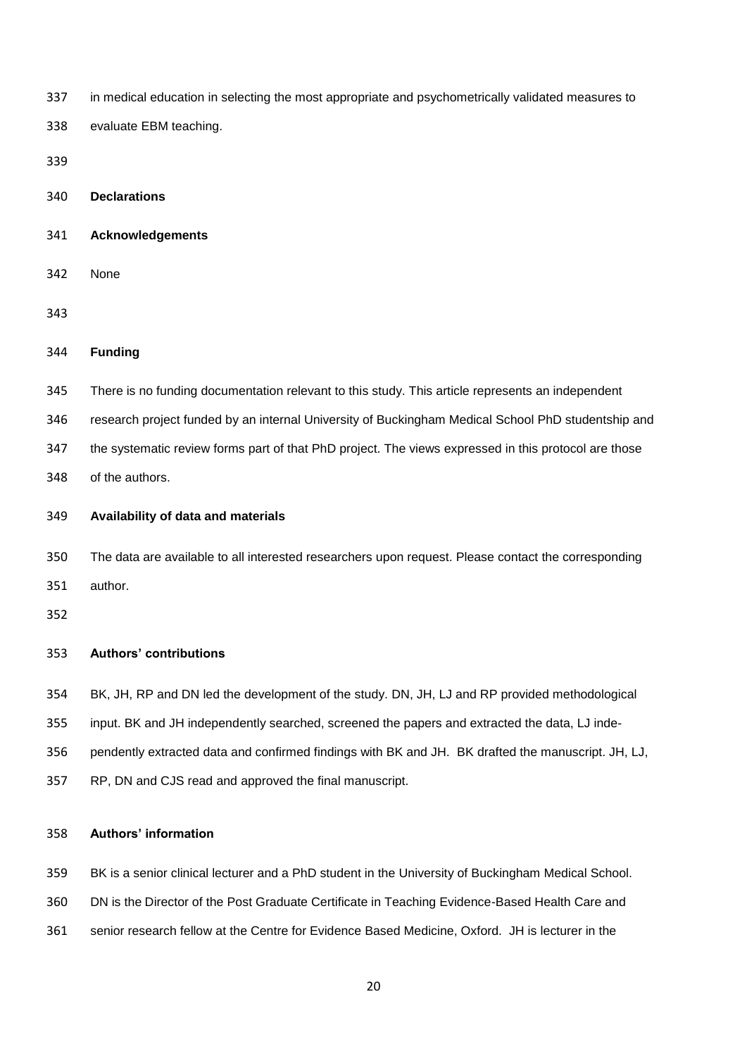in medical education in selecting the most appropriate and psychometrically validated measures to evaluate EBM teaching.

## Declarations

### Acknowledgements

None

### Funding

There is no funding documentation relevant to this study. This article represents an independent research project funded by an internal University of Buckingham Medical School PhD studentship and the systematic review forms part of that PhD project. The views expressed in this protocol are those of the authors.

### Availability of data and materials

The data are available to all interested researchers upon request. Please contact the corresponding author.

### Authors' contributions

BK, JH, RP and DN led the development of the study. DN, JH, LJ and RP provided methodological input. BK and JH independently searched, screened the papers and extracted the data, LJ independently extracted data and confirmed findings with BK and JH. BK drafted the manuscript. JH, LJ, RP, DN and CJS read and approved the final manuscript.

### Authors' information

BK is a senior clinical lecturer and a PhD student in the University of Buckingham Medical School. DN is the Director of the Post Graduate Certificate in Teaching Evidence-Based Health Care and senior research fellow at the Centre for Evidence Based Medicine, Oxford. JH is lecturer in the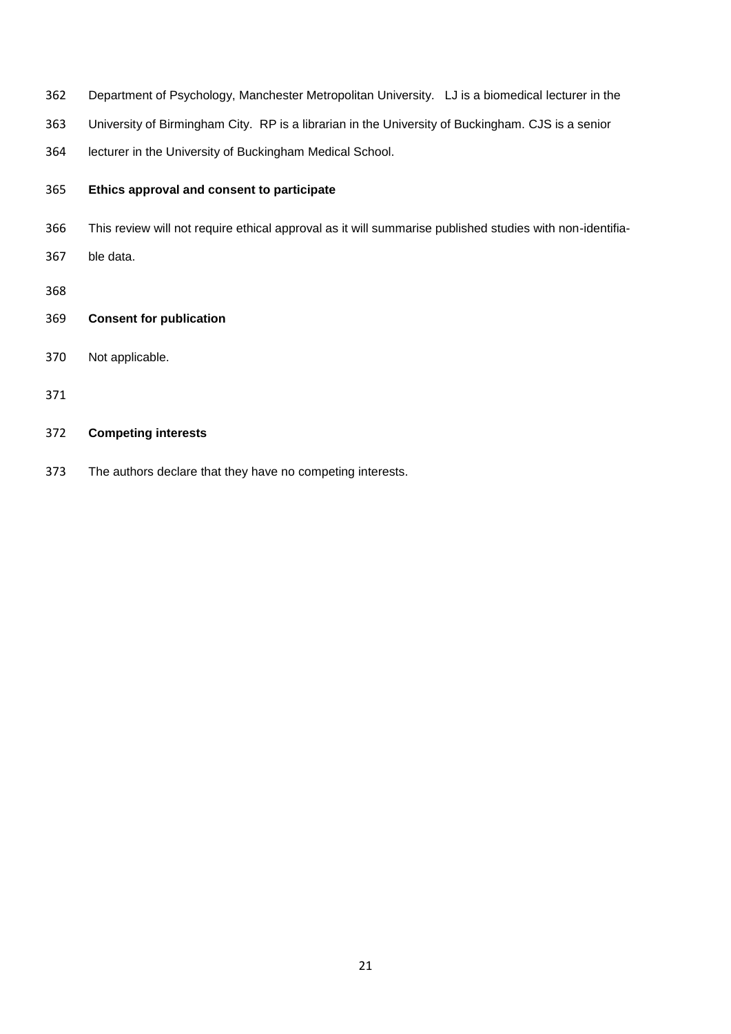Department of Psychology, Manchester Metropolitan University. LJ is a biomedical lecturer in the University of Birmingham City. RP is a librarian in the University of Buckingham. CJS is a senior lecturer in the University of Buckingham Medical School.

**Ethics approval and consent to participate**

This review will not require ethical approval as it will summarise published studies with non-identifiable data.

**Consent for publication**

Not applicable.

**Competing interests**

The authors declare that they have no competing interests.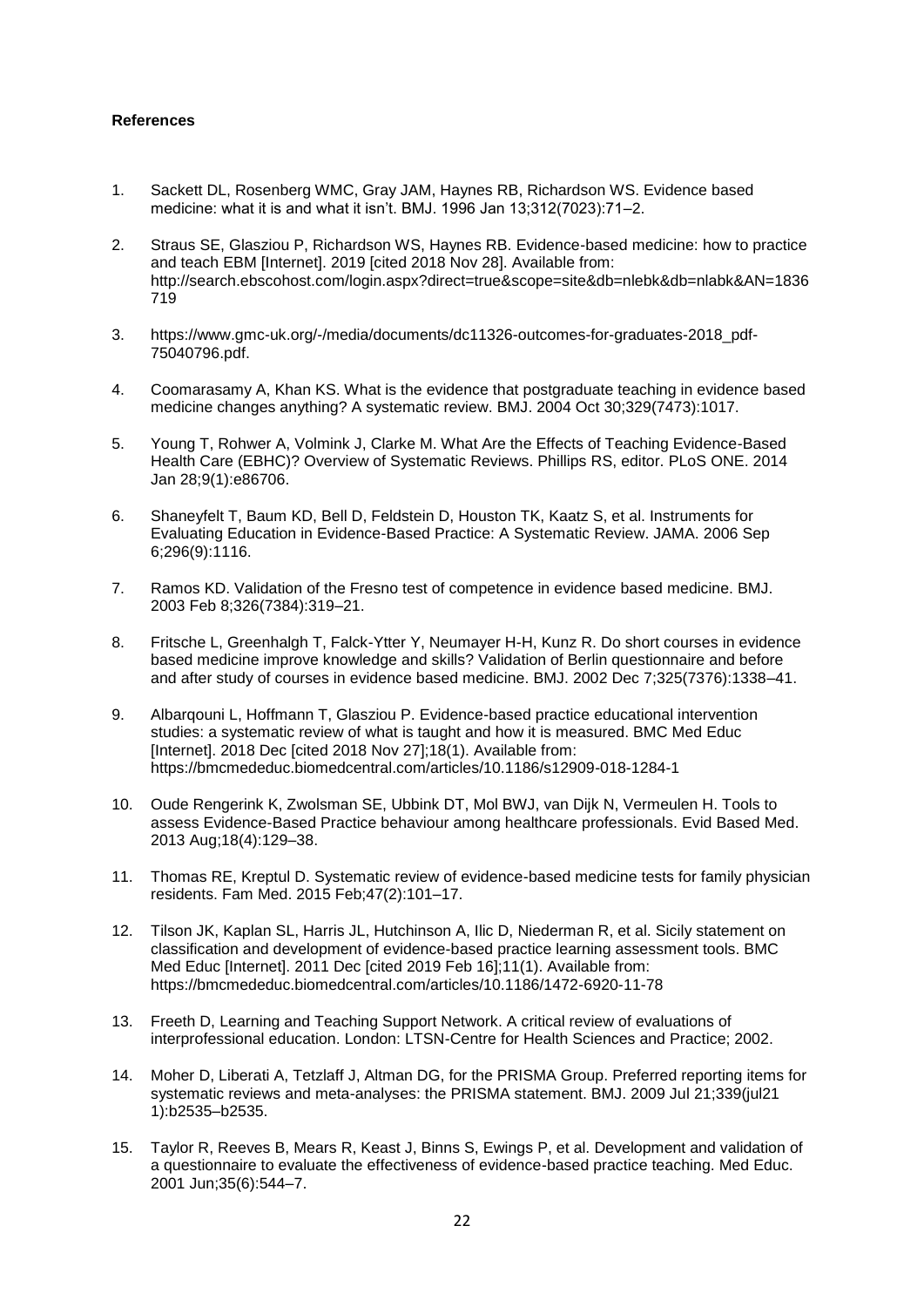**References**

1. Sackett DL, Rosenberg WMC, Gray JAM, Haynes RB, Richardson WS. Evidence based medicine: what it is and what it isn't. BMJ. 1996 Jan 13;312(7023):71–2.

2. Straus SE, Glasziou P, Richardson WS, Haynes RB. Evidence-based medicine: how to practice and teach EBM [Internet]. 2019 [cited 2018 Nov 28]. Available from: http://search.ebscohost.com/login.aspx?direct=true&scope=site&db=nlebk&db=nlabk&AN=1836719

3. https://www.gmc-uk.org/-/media/documents/dc11326-outcomes-for-graduates-2018_pdf-75040796.pdf.

4. Coomarasamy A, Khan KS. What is the evidence that postgraduate teaching in evidence based medicine changes anything? A systematic review. BMJ. 2004 Oct 30;329(7473):1017.

5. Young T, Rohwer A, Volmink J, Clarke M. What Are the Effects of Teaching Evidence-Based Health Care (EBHC)? Overview of Systematic Reviews. Phillips RS, editor. PLoS ONE. 2014 Jan 28;9(1):e86706.

6. Shaneyfelt T, Baum KD, Bell D, Feldstein D, Houston TK, Kaatz S, et al. Instruments for Evaluating Education in Evidence-Based Practice: A Systematic Review. JAMA. 2006 Sep 6;296(9):1116.

7. Ramos KD. Validation of the Fresno test of competence in evidence based medicine. BMJ. 2003 Feb 8;326(7384):319–21.

8. Fritsche L, Greenhalgh T, Falck-Ytter Y, Neumayer H-H, Kunz R. Do short courses in evidence based medicine improve knowledge and skills? Validation of Berlin questionnaire and before and after study of courses in evidence based medicine. BMJ. 2002 Dec 7;325(7376):1338–41.

9. Albarqouni L, Hoffmann T, Glasziou P. Evidence-based practice educational intervention studies: a systematic review of what is taught and how it is measured. BMC Med Educ [Internet]. 2018 Dec [cited 2018 Nov 27];18(1). Available from: https://bmcmededuc.biomedcentral.com/articles/10.1186/s12909-018-1284-1

10. Oude Rengerink K, Zwolsman SE, Ubbink DT, Mol BWJ, van Dijk N, Vermeulen H. Tools to assess Evidence-Based Practice behaviour among healthcare professionals. Evid Based Med. 2013 Aug;18(4):129–38.

11. Thomas RE, Kreptul D. Systematic review of evidence-based medicine tests for family physician residents. Fam Med. 2015 Feb;47(2):101–17.

12. Tilson JK, Kaplan SL, Harris JL, Hutchinson A, Ilic D, Niederman R, et al. Sicily statement on classification and development of evidence-based practice learning assessment tools. BMC Med Educ [Internet]. 2011 Dec [cited 2019 Feb 16];11(1). Available from: https://bmcmededuc.biomedcentral.com/articles/10.1186/1472-6920-11-78

13. Freeth D, Learning and Teaching Support Network. A critical review of evaluations of interprofessional education. London: LTSN-Centre for Health Sciences and Practice; 2002.

14. Moher D, Liberati A, Tetzlaff J, Altman DG, for the PRISMA Group. Preferred reporting items for systematic reviews and meta-analyses: the PRISMA statement. BMJ. 2009 Jul 21;339(jul21 1):b2535–b2535.

15. Taylor R, Reeves B, Mears R, Keast J, Binns S, Ewings P, et al. Development and validation of a questionnaire to evaluate the effectiveness of evidence-based practice teaching. Med Educ. 2001 Jun;35(6):544–7.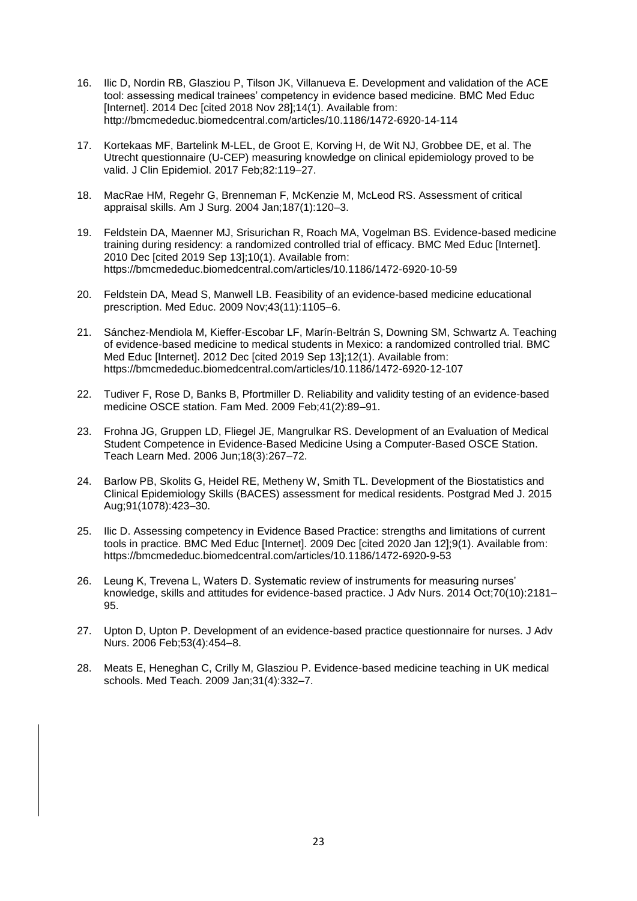16. Ilic D, Nordin RB, Glasziou P, Tilson JK, Villanueva E. Development and validation of the ACE tool: assessing medical trainees' competency in evidence based medicine. BMC Med Educ [Internet]. 2014 Dec [cited 2018 Nov 28];14(1). Available from: http://bmcmededuc.biomedcentral.com/articles/10.1186/1472-6920-14-114

17. Kortekaas MF, Bartelink M-LEL, de Groot E, Korving H, de Wit NJ, Grobbee DE, et al. The Utrecht questionnaire (U-CEP) measuring knowledge on clinical epidemiology proved to be valid. J Clin Epidemiol. 2017 Feb;82:119–27.

18. MacRae HM, Regehr G, Brenneman F, McKenzie M, McLeod RS. Assessment of critical appraisal skills. Am J Surg. 2004 Jan;187(1):120–3.

19. Feldstein DA, Maenner MJ, Srisurichan R, Roach MA, Vogelman BS. Evidence-based medicine training during residency: a randomized controlled trial of efficacy. BMC Med Educ [Internet]. 2010 Dec [cited 2019 Sep 13];10(1). Available from: https://bmcmededuc.biomedcentral.com/articles/10.1186/1472-6920-10-59

20. Feldstein DA, Mead S, Manwell LB. Feasibility of an evidence-based medicine educational prescription. Med Educ. 2009 Nov;43(11):1105–6.

21. Sánchez-Mendiola M, Kieffer-Escobar LF, Marín-Beltrán S, Downing SM, Schwartz A. Teaching of evidence-based medicine to medical students in Mexico: a randomized controlled trial. BMC Med Educ [Internet]. 2012 Dec [cited 2019 Sep 13];12(1). Available from: https://bmcmededuc.biomedcentral.com/articles/10.1186/1472-6920-12-107

22. Tudiver F, Rose D, Banks B, Pfortmiller D. Reliability and validity testing of an evidence-based medicine OSCE station. Fam Med. 2009 Feb;41(2):89–91.

23. Frohna JG, Gruppen LD, Fliegel JE, Mangrulkar RS. Development of an Evaluation of Medical Student Competence in Evidence-Based Medicine Using a Computer-Based OSCE Station. Teach Learn Med. 2006 Jun;18(3):267–72.

24. Barlow PB, Skolits G, Heidel RE, Metheny W, Smith TL. Development of the Biostatistics and Clinical Epidemiology Skills (BACES) assessment for medical residents. Postgrad Med J. 2015 Aug;91(1078):423–30.

25. Ilic D. Assessing competency in Evidence Based Practice: strengths and limitations of current tools in practice. BMC Med Educ [Internet]. 2009 Dec [cited 2020 Jan 12];9(1). Available from: https://bmcmededuc.biomedcentral.com/articles/10.1186/1472-6920-9-53

26. Leung K, Trevena L, Waters D. Systematic review of instruments for measuring nurses' knowledge, skills and attitudes for evidence-based practice. J Adv Nurs. 2014 Oct;70(10):2181–95.

27. Upton D, Upton P. Development of an evidence-based practice questionnaire for nurses. J Adv Nurs. 2006 Feb;53(4):454–8.

28. Meats E, Heneghan C, Crilly M, Glasziou P. Evidence-based medicine teaching in UK medical schools. Med Teach. 2009 Jan;31(4):332–7.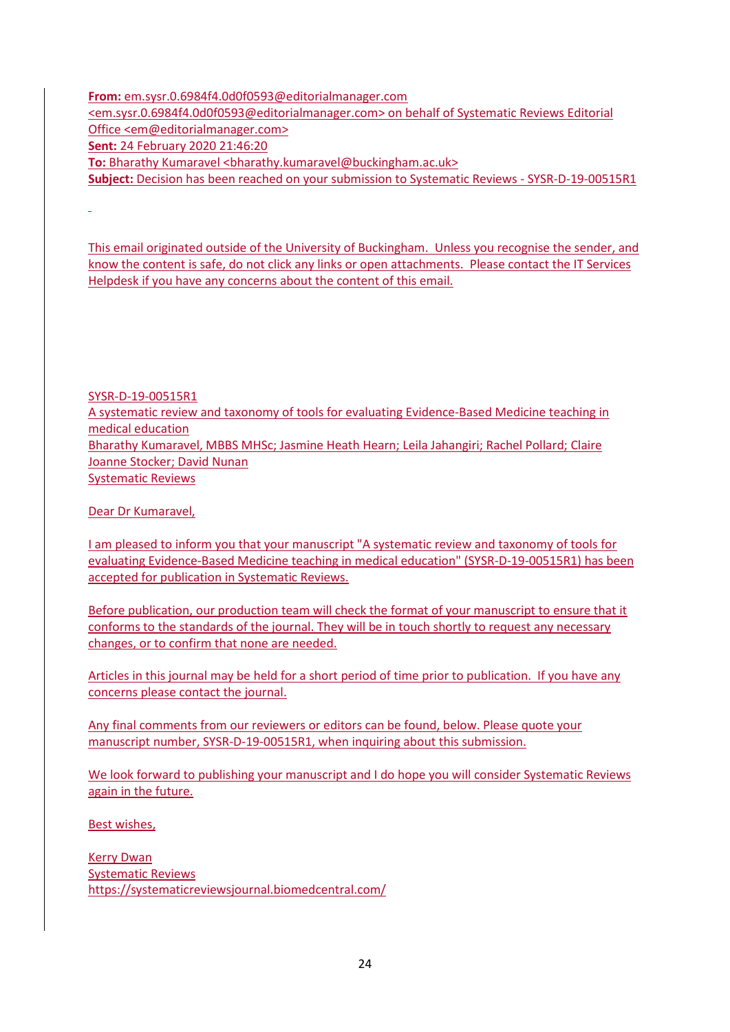**From:** em.sysr.0.6984f4.0d0f0593@editorialmanager.com
<em.sysr.0.6984f4.0d0f0593@editorialmanager.com> on behalf of Systematic Reviews Editorial Office <em@editorialmanager.com>
**Sent:** 24 February 2020 21:46:20
**To:** Bharathy Kumaravel <bharathy.kumaravel@buckingham.ac.uk>
**Subject:** Decision has been reached on your submission to Systematic Reviews - SYSR-D-19-00515R1

This email originated outside of the University of Buckingham. Unless you recognise the sender, and know the content is safe, do not click any links or open attachments. Please contact the IT Services Helpdesk if you have any concerns about the content of this email.

SYSR-D-19-00515R1
A systematic review and taxonomy of tools for evaluating Evidence-Based Medicine teaching in medical education
Bharathy Kumaravel, MBBS MHSc; Jasmine Heath Hearn; Leila Jahangiri; Rachel Pollard; Claire Joanne Stocker; David Nunan
Systematic Reviews

Dear Dr Kumaravel,

I am pleased to inform you that your manuscript "A systematic review and taxonomy of tools for evaluating Evidence-Based Medicine teaching in medical education" (SYSR-D-19-00515R1) has been accepted for publication in Systematic Reviews.

Before publication, our production team will check the format of your manuscript to ensure that it conforms to the standards of the journal. They will be in touch shortly to request any necessary changes, or to confirm that none are needed.

Articles in this journal may be held for a short period of time prior to publication. If you have any concerns please contact the journal.

Any final comments from our reviewers or editors can be found, below. Please quote your manuscript number, SYSR-D-19-00515R1, when inquiring about this submission.

We look forward to publishing your manuscript and I do hope you will consider Systematic Reviews again in the future.

Best wishes,

Kerry Dwan
Systematic Reviews
https://systematicreviewsjournal.biomedcentral.com/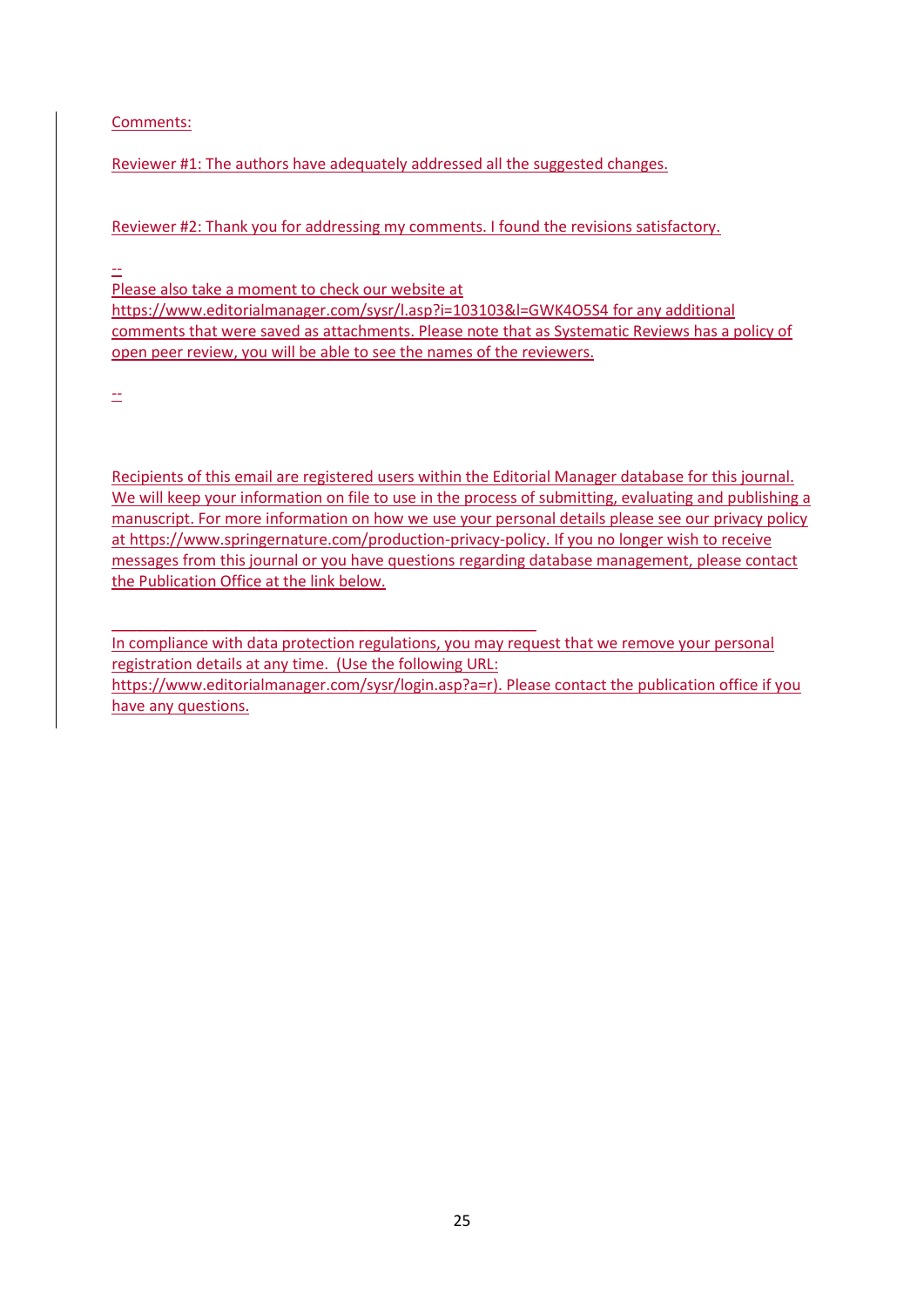Comments:

Reviewer #1: The authors have adequately addressed all the suggested changes.

Reviewer #2: Thank you for addressing my comments. I found the revisions satisfactory.

--

Please also take a moment to check our website at https://www.editorialmanager.com/sysr/l.asp?i=103103&l=GWK4O5S4 for any additional comments that were saved as attachments. Please note that as Systematic Reviews has a policy of open peer review, you will be able to see the names of the reviewers.

--

Recipients of this email are registered users within the Editorial Manager database for this journal. We will keep your information on file to use in the process of submitting, evaluating and publishing a manuscript. For more information on how we use your personal details please see our privacy policy at https://www.springernature.com/production-privacy-policy. If you no longer wish to receive messages from this journal or you have questions regarding database management, please contact the Publication Office at the link below.

___

In compliance with data protection regulations, you may request that we remove your personal registration details at any time. (Use the following URL: https://www.editorialmanager.com/sysr/login.asp?a=r). Please contact the publication office if you have any questions.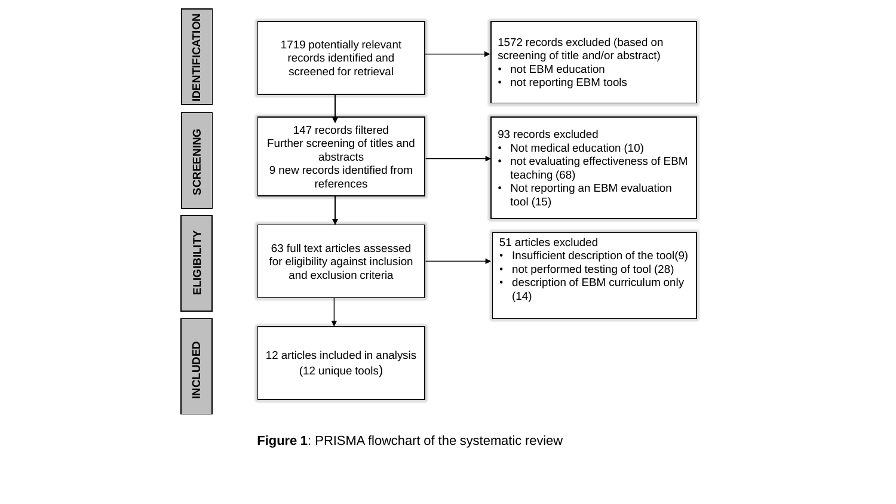IDENTIFICATION

1719 potentially relevant records identified and screened for retrieval

1572 records excluded (based on screening of title and/or abstract)
- not EBM education
- not reporting EBM tools

SCREENING

147 records filtered
Further screening of titles and abstracts
9 new records identified from references

93 records excluded
- Not medical education (10)
- not evaluating effectiveness of EBM teaching (68)
- Not reporting an EBM evaluation tool (15)

ELIGIBILITY

63 full text articles assessed for eligibility against inclusion and exclusion criteria

51 articles excluded
- Insufficient description of the tool(9)
- not performed testing of tool (28)
- description of EBM curriculum only (14)

INCLUDED

12 articles included in analysis (12 unique tools)

**Figure 1**: PRISMA flowchart of the systematic review